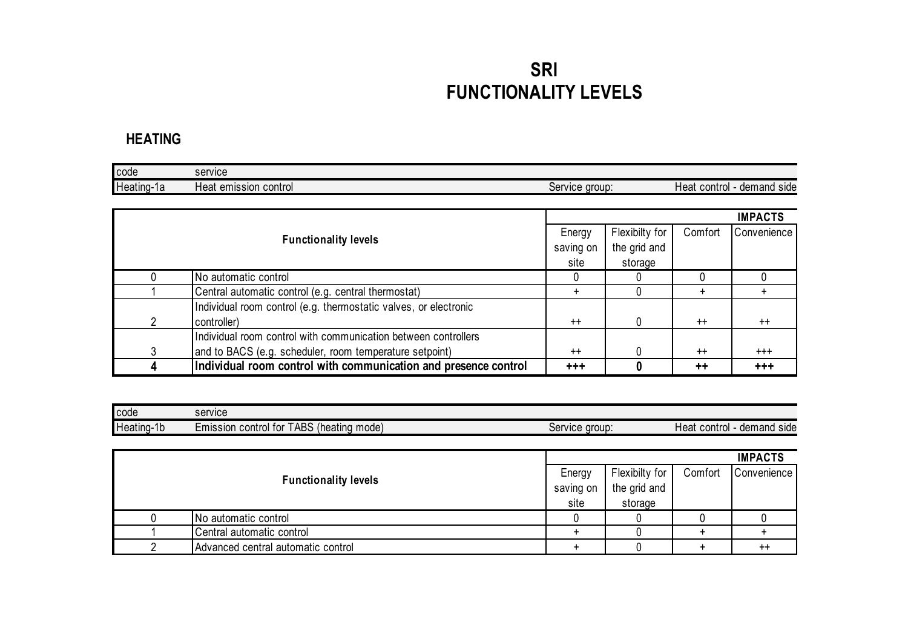# SRI
# FUNCTIONALITY LEVELS

## HEATING

| code | service | | |
|---|---|---|---|
| Heating-1a | Heat emission control | Service group: | Heat control - demand side |

| Functionality levels | | IMPACTS | | | |
|---|---|---|---|---|---|
| | | Energy saving on site | Flexibilty for the grid and storage | Comfort | Convenience |
| 0 | No automatic control | 0 | 0 | 0 | 0 |
| 1 | Central automatic control (e.g. central thermostat) | + | 0 | + | + |
| 2 | Individual room control (e.g. thermostatic valves, or electronic controller) | ++ | 0 | ++ | ++ |
| 3 | Individual room control with communication between controllers and to BACS (e.g. scheduler, room temperature setpoint) | ++ | 0 | ++ | +++ |
| **4** | **Individual room control with communication and presence control** | **+++** | **0** | **++** | **+++** |

| code | service | | |
|---|---|---|---|
| Heating-1b | Emission control for TABS (heating mode) | Service group: | Heat control - demand side |

| Functionality levels | | IMPACTS | | | |
|---|---|---|---|---|---|
| | | Energy saving on site | Flexibilty for the grid and storage | Comfort | Convenience |
| 0 | No automatic control | 0 | 0 | 0 | 0 |
| 1 | Central automatic control | + | 0 | + | + |
| 2 | Advanced central automatic control | + | 0 | + | ++ |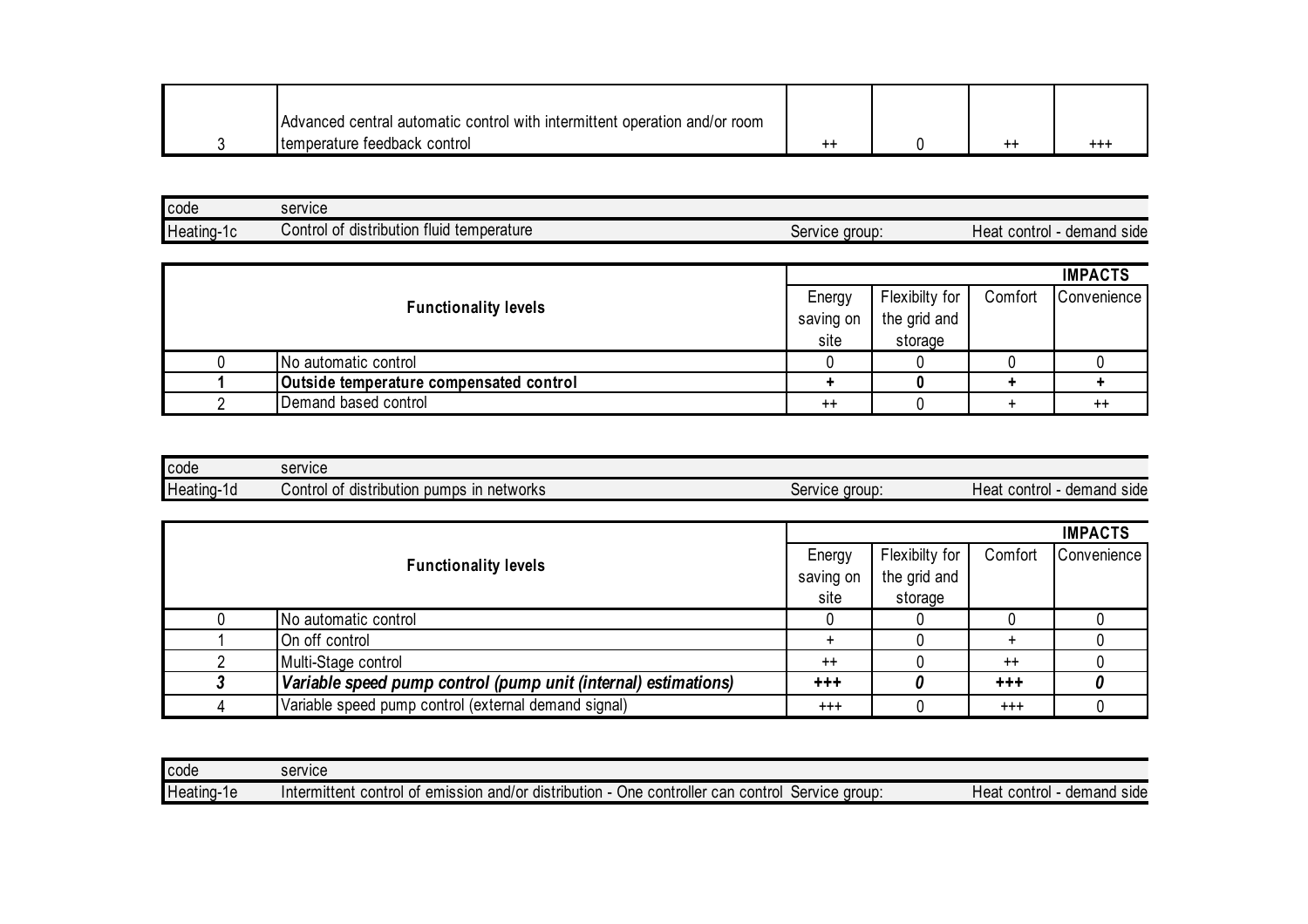| | | | | | |
|---|---|---|---|---|---|
| 3 | Advanced central automatic control with intermittent operation and/or room temperature feedback control | ++ | 0 | ++ | +++ |

| code | service | | |
|---|---|---|---|
| Heating-1c | Control of distribution fluid temperature | Service group: | Heat control - demand side |

| Functionality levels | | IMPACTS | | | |
|---|---|---|---|---|---|
| | | Energy saving on site | Flexibilty for the grid and storage | Comfort | Convenience |
| 0 | No automatic control | 0 | 0 | 0 | 0 |
| **1** | **Outside temperature compensated control** | **+** | **0** | **+** | **+** |
| 2 | Demand based control | ++ | 0 | + | ++ |

| code | service | | |
|---|---|---|---|
| Heating-1d | Control of distribution pumps in networks | Service group: | Heat control - demand side |

| Functionality levels | | IMPACTS | | | |
|---|---|---|---|---|---|
| | | Energy saving on site | Flexibilty for the grid and storage | Comfort | Convenience |
| 0 | No automatic control | 0 | 0 | 0 | 0 |
| 1 | On off control | + | 0 | + | 0 |
| 2 | Multi-Stage control | ++ | 0 | ++ | 0 |
| ***3*** | ***Variable speed pump control (pump unit (internal) estimations)*** | ***+++*** | ***0*** | ***+++*** | ***0*** |
| 4 | Variable speed pump control (external demand signal) | +++ | 0 | +++ | 0 |

| code | service | | |
|---|---|---|---|
| Heating-1e | Intermittent control of emission and/or distribution - One controller can control | Service group: | Heat control - demand side |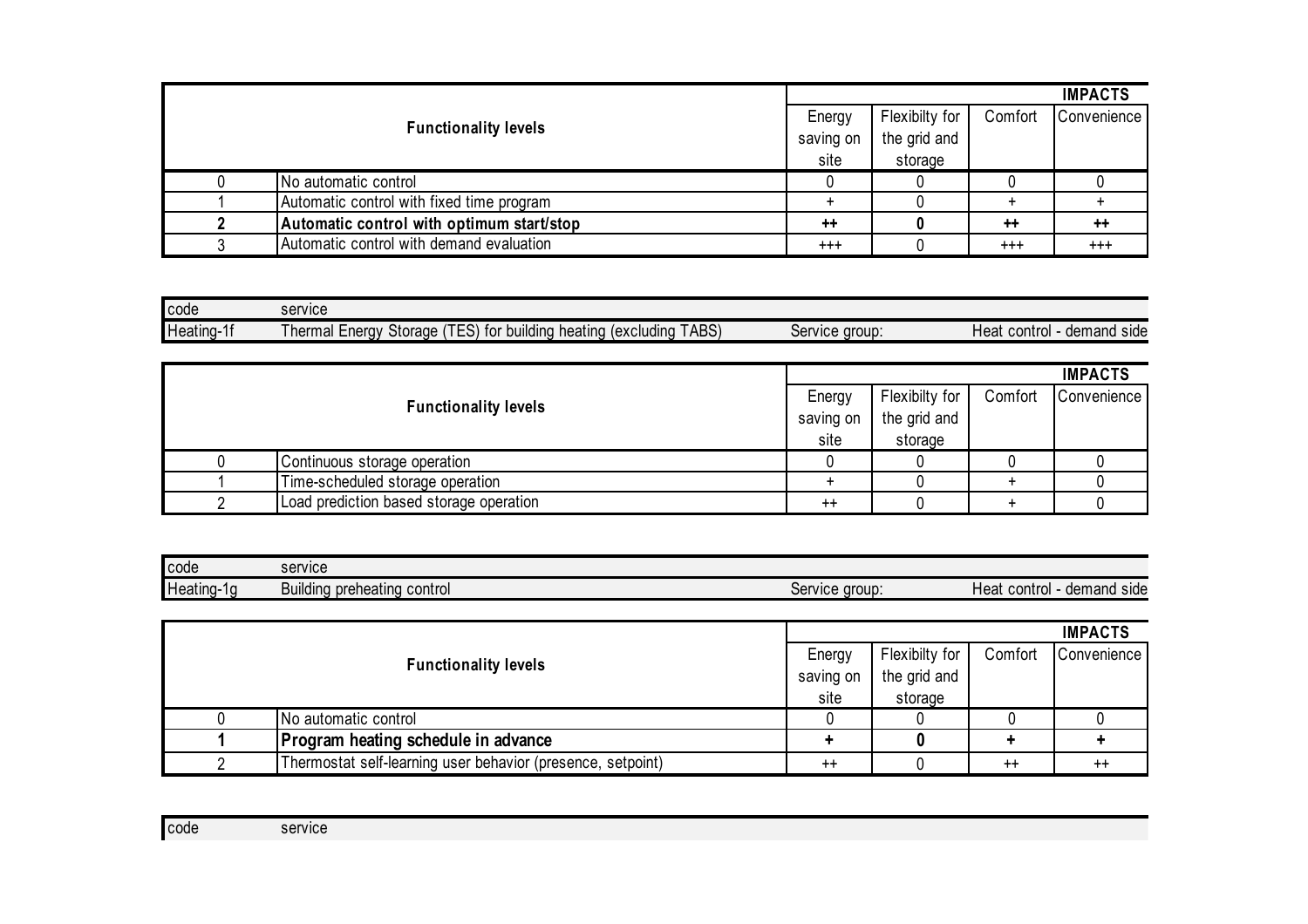| Functionality levels | | IMPACTS | | | |
|---|---|---|---|---|---|
| | | Energy saving on site | Flexibilty for the grid and storage | Comfort | Convenience |
| 0 | No automatic control | 0 | 0 | 0 | 0 |
| 1 | Automatic control with fixed time program | + | 0 | + | + |
| **2** | **Automatic control with optimum start/stop** | **++** | **0** | **++** | **++** |
| 3 | Automatic control with demand evaluation | +++ | 0 | +++ | +++ |

| code | service | | |
|---|---|---|---|
| Heating-1f | Thermal Energy Storage (TES) for building heating (excluding TABS) | Service group: | Heat control - demand side |

| Functionality levels | | IMPACTS | | | |
|---|---|---|---|---|---|
| | | Energy saving on site | Flexibilty for the grid and storage | Comfort | Convenience |
| 0 | Continuous storage operation | 0 | 0 | 0 | 0 |
| 1 | Time-scheduled storage operation | + | 0 | + | 0 |
| 2 | Load prediction based storage operation | ++ | 0 | + | 0 |

| code | service | | |
|---|---|---|---|
| Heating-1g | Building preheating control | Service group: | Heat control - demand side |

| Functionality levels | | IMPACTS | | | |
|---|---|---|---|---|---|
| | | Energy saving on site | Flexibilty for the grid and storage | Comfort | Convenience |
| 0 | No automatic control | 0 | 0 | 0 | 0 |
| **1** | **Program heating schedule in advance** | **+** | **0** | **+** | **+** |
| 2 | Thermostat self-learning user behavior (presence, setpoint) | ++ | 0 | ++ | ++ |

| code | service |
|---|---|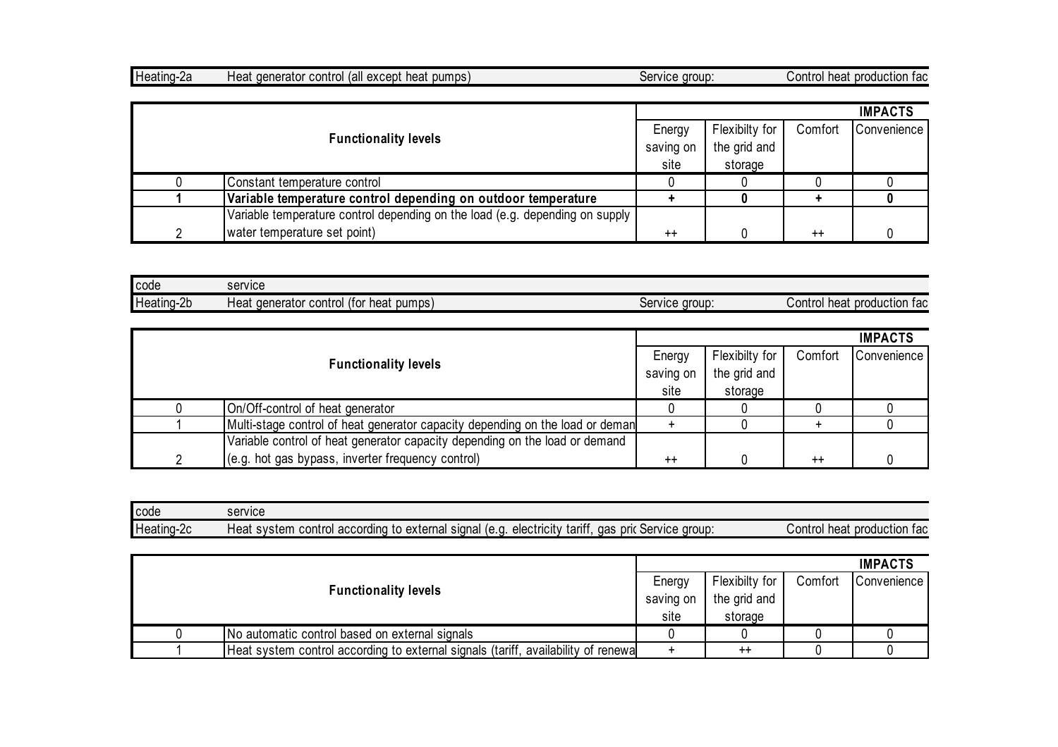| Heating-2a | Heat generator control (all except heat pumps) | Service group: | Control heat production fac |
|---|---|---|---|

| Functionality levels | | IMPACTS | | | |
|---|---|---|---|---|---|
| | | Energy saving on site | Flexibilty for the grid and storage | Comfort | Convenience |
| 0 | Constant temperature control | 0 | 0 | 0 | 0 |
| **1** | **Variable temperature control depending on outdoor temperature** | **+** | **0** | **+** | **0** |
| 2 | Variable temperature control depending on the load (e.g. depending on supply water temperature set point) | ++ | 0 | ++ | 0 |

| code | service | | |
|---|---|---|---|
| Heating-2b | Heat generator control (for heat pumps) | Service group: | Control heat production fac |

| Functionality levels | | IMPACTS | | | |
|---|---|---|---|---|---|
| | | Energy saving on site | Flexibilty for the grid and storage | Comfort | Convenience |
| 0 | On/Off-control of heat generator | 0 | 0 | 0 | 0 |
| 1 | Multi-stage control of heat generator capacity depending on the load or deman | + | 0 | + | 0 |
| 2 | Variable control of heat generator capacity depending on the load or demand (e.g. hot gas bypass, inverter frequency control) | ++ | 0 | ++ | 0 |

| code | service | | |
|---|---|---|---|
| Heating-2c | Heat system control according to external signal (e.g. electricity tariff, gas pric | Service group: | Control heat production fac |

| Functionality levels | | IMPACTS | | | |
|---|---|---|---|---|---|
| | | Energy saving on site | Flexibilty for the grid and storage | Comfort | Convenience |
| 0 | No automatic control based on external signals | 0 | 0 | 0 | 0 |
| 1 | Heat system control according to external signals (tariff, availability of renewa | + | ++ | 0 | 0 |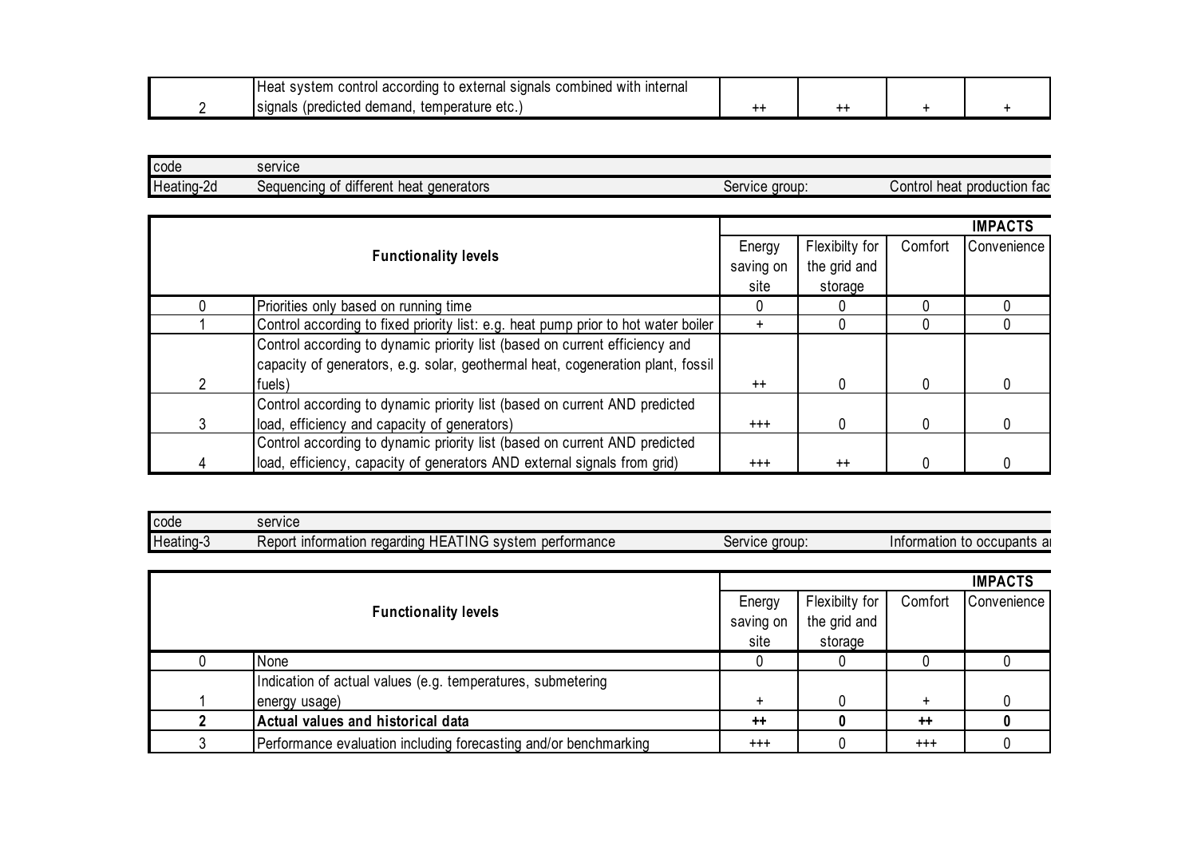| | | | | | |
|---|---|---|---|---|---|
| 2 | Heat system control according to external signals combined with internal signals (predicted demand, temperature etc.) | ++ | ++ | + | + |

| code | service | | |
|---|---|---|---|
| Heating-2d | Sequencing of different heat generators | Service group: | Control heat production fac |

| Functionality levels | | IMPACTS | | | |
|---|---|---|---|---|---|
| | | Energy saving on site | Flexibilty for the grid and storage | Comfort | Convenience |
| 0 | Priorities only based on running time | 0 | 0 | 0 | 0 |
| 1 | Control according to fixed priority list: e.g. heat pump prior to hot water boiler | + | 0 | 0 | 0 |
| 2 | Control according to dynamic priority list (based on current efficiency and capacity of generators, e.g. solar, geothermal heat, cogeneration plant, fossil fuels) | ++ | 0 | 0 | 0 |
| 3 | Control according to dynamic priority list (based on current AND predicted load, efficiency and capacity of generators) | +++ | 0 | 0 | 0 |
| 4 | Control according to dynamic priority list (based on current AND predicted load, efficiency, capacity of generators AND external signals from grid) | +++ | ++ | 0 | 0 |

| code | service | | |
|---|---|---|---|
| Heating-3 | Report information regarding HEATING system performance | Service group: | Information to occupants a |

| Functionality levels | | IMPACTS | | | |
|---|---|---|---|---|---|
| | | Energy saving on site | Flexibilty for the grid and storage | Comfort | Convenience |
| 0 | None | 0 | 0 | 0 | 0 |
| 1 | Indication of actual values (e.g. temperatures, submetering energy usage) | + | 0 | + | 0 |
| **2** | **Actual values and historical data** | **++** | **0** | **++** | **0** |
| 3 | Performance evaluation including forecasting and/or benchmarking | +++ | 0 | +++ | 0 |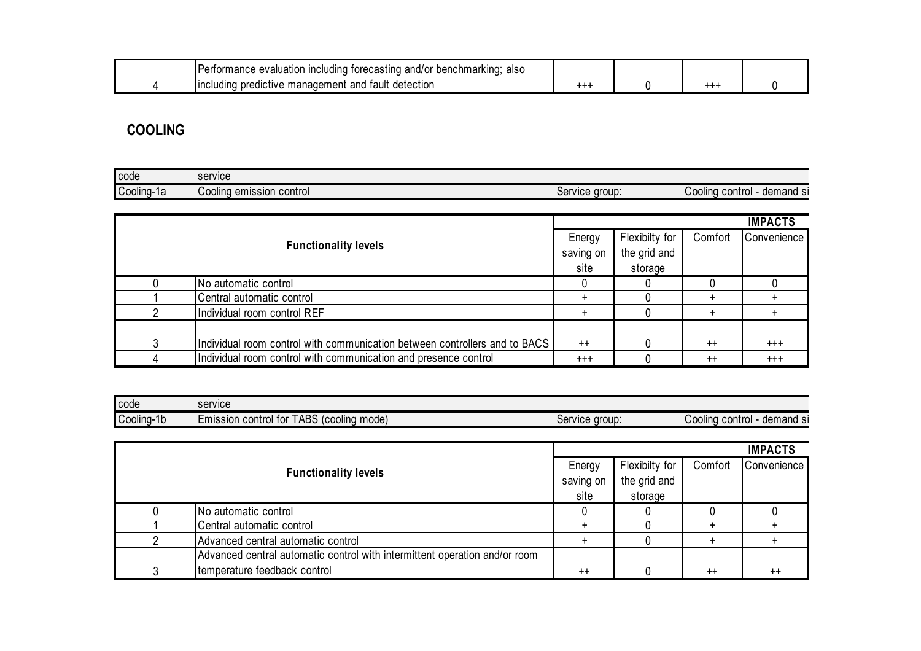| | | | | | |
|---|---|---|---|---|---|
| 4 | Performance evaluation including forecasting and/or benchmarking; also including predictive management and fault detection | +++ | 0 | +++ | 0 |

## COOLING

| code | service | | |
|---|---|---|---|
| Cooling-1a | Cooling emission control | Service group: | Cooling control - demand si |

| Functionality levels | | IMPACTS | | | |
|---|---|---|---|---|---|
| | | Energy saving on site | Flexibilty for the grid and storage | Comfort | Convenience |
| 0 | No automatic control | 0 | 0 | 0 | 0 |
| 1 | Central automatic control | + | 0 | + | + |
| 2 | Individual room control REF | + | 0 | + | + |
| 3 | Individual room control with communication between controllers and to BACS | ++ | 0 | ++ | +++ |
| 4 | Individual room control with communication and presence control | +++ | 0 | ++ | +++ |

| code | service | | |
|---|---|---|---|
| Cooling-1b | Emission control for TABS (cooling mode) | Service group: | Cooling control - demand si |

| Functionality levels | | IMPACTS | | | |
|---|---|---|---|---|---|
| | | Energy saving on site | Flexibilty for the grid and storage | Comfort | Convenience |
| 0 | No automatic control | 0 | 0 | 0 | 0 |
| 1 | Central automatic control | + | 0 | + | + |
| 2 | Advanced central automatic control | + | 0 | + | + |
| 3 | Advanced central automatic control with intermittent operation and/or room temperature feedback control | ++ | 0 | ++ | ++ |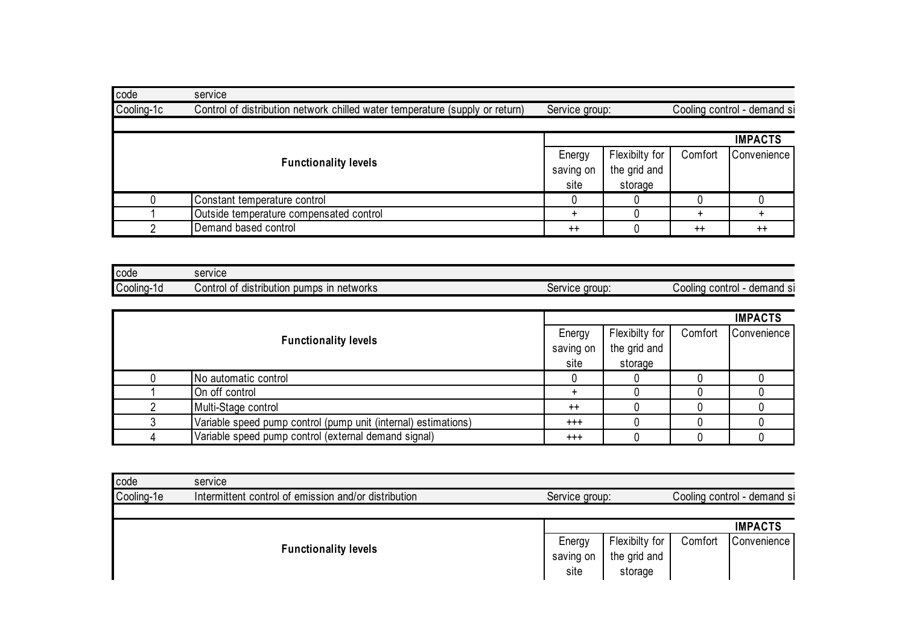| code | service | | |
|---|---|---|---|
| Cooling-1c | Control of distribution network chilled water temperature (supply or return) | Service group: | Cooling control - demand si |

| Functionality levels | | IMPACTS | | | |
|---|---|---|---|---|---|
| | | Energy saving on site | Flexibilty for the grid and storage | Comfort | Convenience |
| 0 | Constant temperature control | 0 | 0 | 0 | 0 |
| 1 | Outside temperature compensated control | + | 0 | + | + |
| 2 | Demand based control | ++ | 0 | ++ | ++ |

| code | service | | |
|---|---|---|---|
| Cooling-1d | Control of distribution pumps in networks | Service group: | Cooling control - demand si |

| Functionality levels | | IMPACTS | | | |
|---|---|---|---|---|---|
| | | Energy saving on site | Flexibilty for the grid and storage | Comfort | Convenience |
| 0 | No automatic control | 0 | 0 | 0 | 0 |
| 1 | On off control | + | 0 | 0 | 0 |
| 2 | Multi-Stage control | ++ | 0 | 0 | 0 |
| 3 | Variable speed pump control (pump unit (internal) estimations) | +++ | 0 | 0 | 0 |
| 4 | Variable speed pump control (external demand signal) | +++ | 0 | 0 | 0 |

| code | service | | |
|---|---|---|---|
| Cooling-1e | Intermittent control of emission and/or distribution | Service group: | Cooling control - demand si |

| Functionality levels | | IMPACTS | | | |
|---|---|---|---|---|---|
| | | Energy saving on site | Flexibilty for the grid and storage | Comfort | Convenience |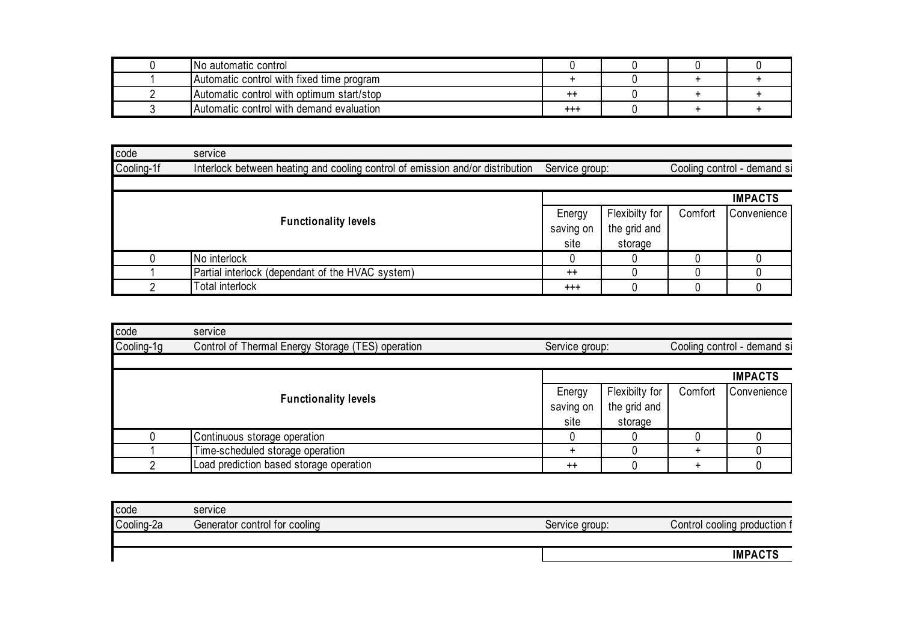| | | | | | |
|---|---|---|---|---|---|
| 0 | No automatic control | 0 | 0 | 0 | 0 |
| 1 | Automatic control with fixed time program | + | 0 | + | + |
| 2 | Automatic control with optimum start/stop | ++ | 0 | + | + |
| 3 | Automatic control with demand evaluation | +++ | 0 | + | + |

| code | service | | | | |
|---|---|---|---|---|---|
| Cooling-1f | Interlock between heating and cooling control of emission and/or distribution | Service group: | | Cooling control - demand si | |
| | | | | | **IMPACTS** |
| **Functionality levels** | | Energy saving on site | Flexibilty for the grid and storage | Comfort | Convenience |
| 0 | No interlock | 0 | 0 | 0 | 0 |
| 1 | Partial interlock (dependant of the HVAC system) | ++ | 0 | 0 | 0 |
| 2 | Total interlock | +++ | 0 | 0 | 0 |

| code | service | | | | |
|---|---|---|---|---|---|
| Cooling-1g | Control of Thermal Energy Storage (TES) operation | Service group: | | Cooling control - demand si | |
| | | | | | **IMPACTS** |
| **Functionality levels** | | Energy saving on site | Flexibilty for the grid and storage | Comfort | Convenience |
| 0 | Continuous storage operation | 0 | 0 | 0 | 0 |
| 1 | Time-scheduled storage operation | + | 0 | + | 0 |
| 2 | Load prediction based storage operation | ++ | 0 | + | 0 |

| code | service | | | | |
|---|---|---|---|---|---|
| Cooling-2a | Generator control for cooling | Service group: | | Control cooling production f | |
| | | | | | **IMPACTS** |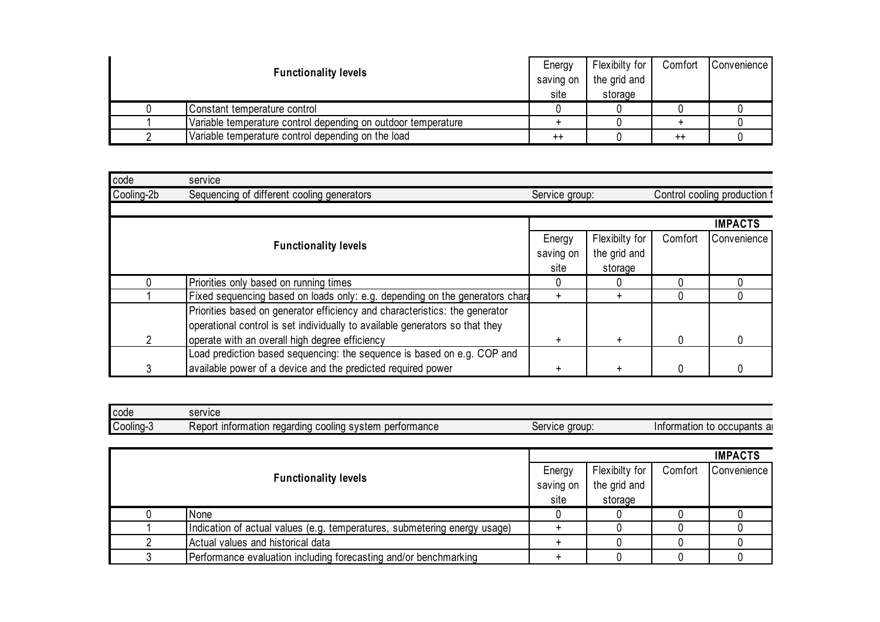| Functionality levels | | Energy saving on site | Flexibilty for the grid and storage | Comfort | Convenience |
|---|---|---|---|---|---|
| 0 | Constant temperature control | 0 | 0 | 0 | 0 |
| 1 | Variable temperature control depending on outdoor temperature | + | 0 | + | 0 |
| 2 | Variable temperature control depending on the load | ++ | 0 | ++ | 0 |

| code | service | | | | |
|---|---|---|---|---|---|
| Cooling-2b | Sequencing of different cooling generators | Service group: | | Control cooling production f | |
| | | | | | **IMPACTS** |
| **Functionality levels** | | Energy saving on site | Flexibilty for the grid and storage | Comfort | Convenience |
| 0 | Priorities only based on running times | 0 | 0 | 0 | 0 |
| 1 | Fixed sequencing based on loads only: e.g. depending on the generators chara | + | + | 0 | 0 |
| 2 | Priorities based on generator efficiency and characteristics: the generator operational control is set individually to available generators so that they operate with an overall high degree efficiency | + | + | 0 | 0 |
| 3 | Load prediction based sequencing: the sequence is based on e.g. COP and available power of a device and the predicted required power | + | + | 0 | 0 |

| code | service | | | | |
|---|---|---|---|---|---|
| Cooling-3 | Report information regarding cooling system performance | Service group: | | Information to occupants a | |
| | | | | | **IMPACTS** |
| **Functionality levels** | | Energy saving on site | Flexibilty for the grid and storage | Comfort | Convenience |
| 0 | None | 0 | 0 | 0 | 0 |
| 1 | Indication of actual values (e.g. temperatures, submetering energy usage) | + | 0 | 0 | 0 |
| 2 | Actual values and historical data | + | 0 | 0 | 0 |
| 3 | Performance evaluation including forecasting and/or benchmarking | + | 0 | 0 | 0 |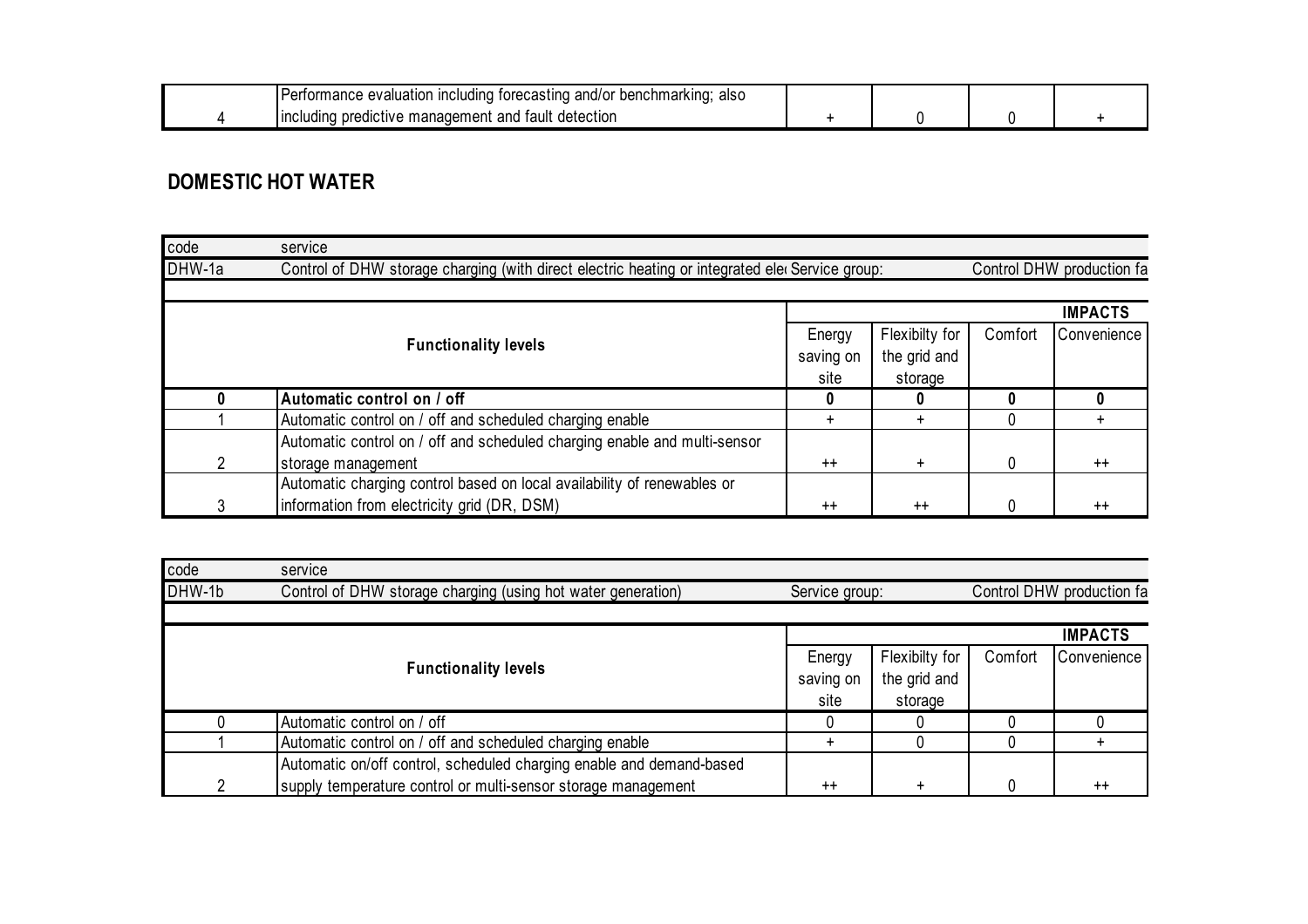| | | | | | |
|---|---|---|---|---|---|
| 4 | Performance evaluation including forecasting and/or benchmarking; also including predictive management and fault detection | + | 0 | 0 | + |

## DOMESTIC HOT WATER

| code | service | | | | |
|---|---|---|---|---|---|
| DHW-1a | Control of DHW storage charging (with direct electric heating or integrated ele( Service group: | | | Control DHW production fa | |
| | | | | | |
| | | | | | **IMPACTS** |
| **Functionality levels** | | Energy saving on site | Flexibilty for the grid and storage | Comfort | Convenience |
| **0** | **Automatic control on / off** | **0** | **0** | **0** | **0** |
| 1 | Automatic control on / off and scheduled charging enable | + | + | 0 | + |
| 2 | Automatic control on / off and scheduled charging enable and multi-sensor storage management | ++ | + | 0 | ++ |
| 3 | Automatic charging control based on local availability of renewables or information from electricity grid (DR, DSM) | ++ | ++ | 0 | ++ |

| code | service | | | | |
|---|---|---|---|---|---|
| DHW-1b | Control of DHW storage charging (using hot water generation) | Service group: | | Control DHW production fa | |
| | | | | | |
| | | | | | **IMPACTS** |
| **Functionality levels** | | Energy saving on site | Flexibilty for the grid and storage | Comfort | Convenience |
| 0 | Automatic control on / off | 0 | 0 | 0 | 0 |
| 1 | Automatic control on / off and scheduled charging enable | + | 0 | 0 | + |
| 2 | Automatic on/off control, scheduled charging enable and demand-based supply temperature control or multi-sensor storage management | ++ | + | 0 | ++ |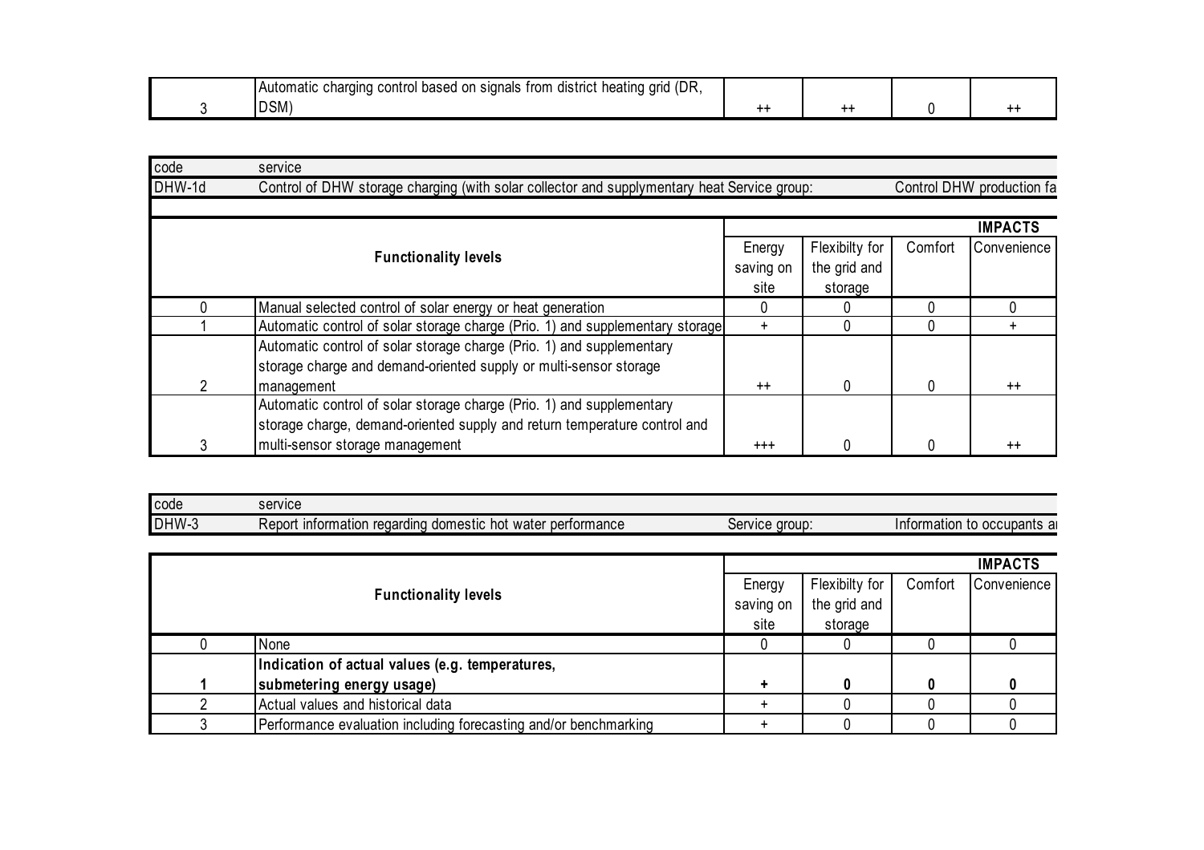| | | | | | |
|---|---|---|---|---|---|
| 3 | Automatic charging control based on signals from district heating grid (DR, DSM) | ++ | ++ | 0 | ++ |

| code | service | | | | |
|---|---|---|---|---|---|
| DHW-1d | Control of DHW storage charging (with solar collector and supplymentary heat Service group: | | | Control DHW production fa | |

| Functionality levels | | IMPACTS | | | |
|---|---|---|---|---|---|
| | | Energy saving on site | Flexibilty for the grid and storage | Comfort | Convenience |
| 0 | Manual selected control of solar energy or heat generation | 0 | 0 | 0 | 0 |
| 1 | Automatic control of solar storage charge (Prio. 1) and supplementary storage | + | 0 | 0 | + |
| 2 | Automatic control of solar storage charge (Prio. 1) and supplementary storage charge and demand-oriented supply or multi-sensor storage management | ++ | 0 | 0 | ++ |
| 3 | Automatic control of solar storage charge (Prio. 1) and supplementary storage charge, demand-oriented supply and return temperature control and multi-sensor storage management | +++ | 0 | 0 | ++ |

| code | service | | |
|---|---|---|---|
| DHW-3 | Report information regarding domestic hot water performance | Service group: | Information to occupants a |

| Functionality levels | | IMPACTS | | | |
|---|---|---|---|---|---|
| | | Energy saving on site | Flexibilty for the grid and storage | Comfort | Convenience |
| 0 | None | 0 | 0 | 0 | 0 |
| **1** | **Indication of actual values (e.g. temperatures, submetering energy usage)** | **+** | **0** | **0** | **0** |
| 2 | Actual values and historical data | + | 0 | 0 | 0 |
| 3 | Performance evaluation including forecasting and/or benchmarking | + | 0 | 0 | 0 |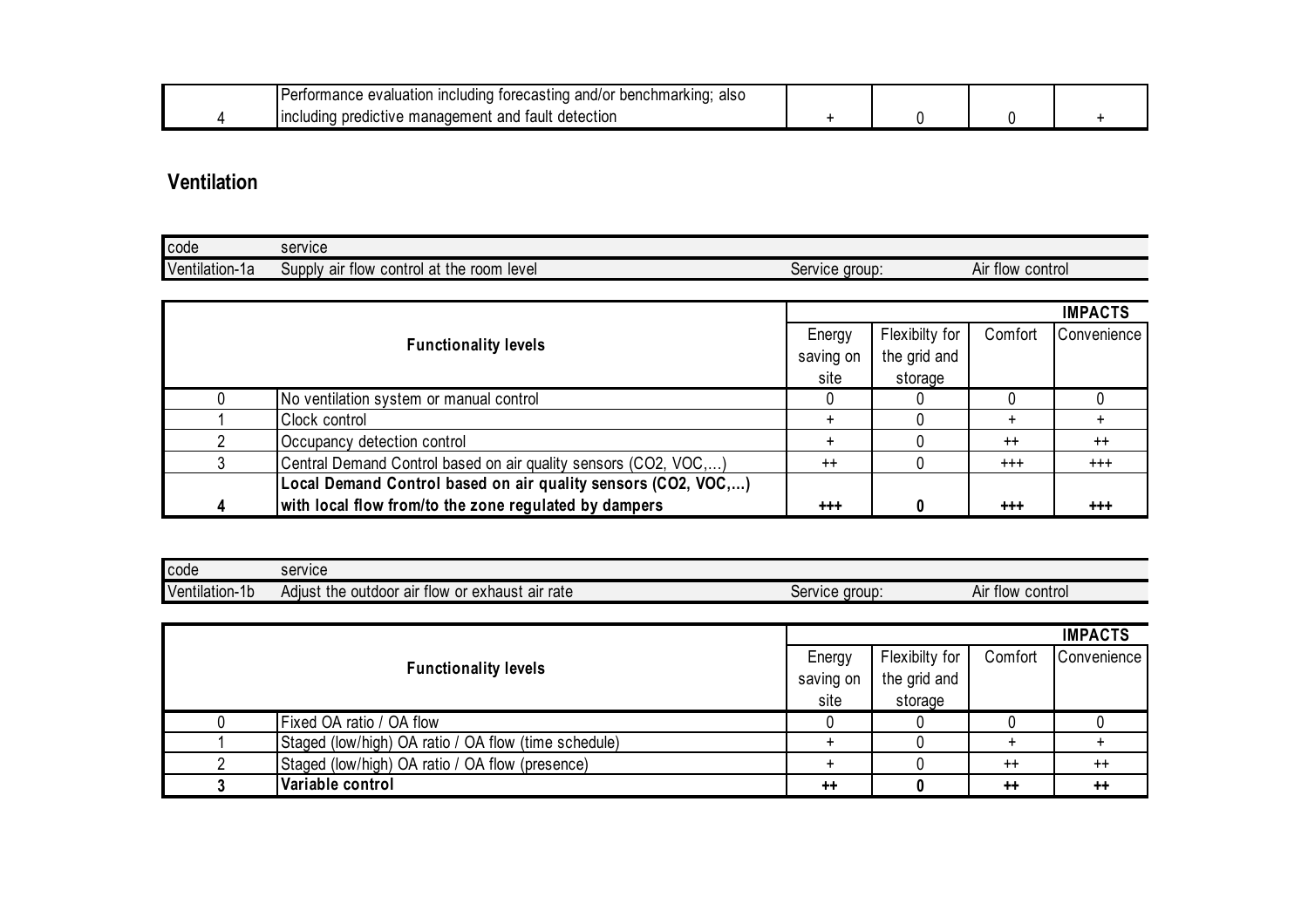| | | | | | |
|---|---|---|---|---|---|
| 4 | Performance evaluation including forecasting and/or benchmarking; also including predictive management and fault detection | + | 0 | 0 | + |

## Ventilation

| code | service | | |
|---|---|---|---|
| Ventilation-1a | Supply air flow control at the room level | Service group: | Air flow control |

| Functionality levels | | IMPACTS | | | |
|---|---|---|---|---|---|
| | | Energy saving on site | Flexibilty for the grid and storage | Comfort | Convenience |
| 0 | No ventilation system or manual control | 0 | 0 | 0 | 0 |
| 1 | Clock control | + | 0 | + | + |
| 2 | Occupancy detection control | + | 0 | ++ | ++ |
| 3 | Central Demand Control based on air quality sensors ($CO_2$, VOC,...) | ++ | 0 | +++ | +++ |
| **4** | **Local Demand Control based on air quality sensors ($CO_2$, VOC,...) with local flow from/to the zone regulated by dampers** | **+++** | **0** | **+++** | **+++** |

| code | service | | |
|---|---|---|---|
| Ventilation-1b | Adjust the outdoor air flow or exhaust air rate | Service group: | Air flow control |

| Functionality levels | | IMPACTS | | | |
|---|---|---|---|---|---|
| | | Energy saving on site | Flexibilty for the grid and storage | Comfort | Convenience |
| 0 | Fixed OA ratio / OA flow | 0 | 0 | 0 | 0 |
| 1 | Staged (low/high) OA ratio / OA flow (time schedule) | + | 0 | + | + |
| 2 | Staged (low/high) OA ratio / OA flow (presence) | + | 0 | ++ | ++ |
| **3** | **Variable control** | **++** | **0** | **++** | **++** |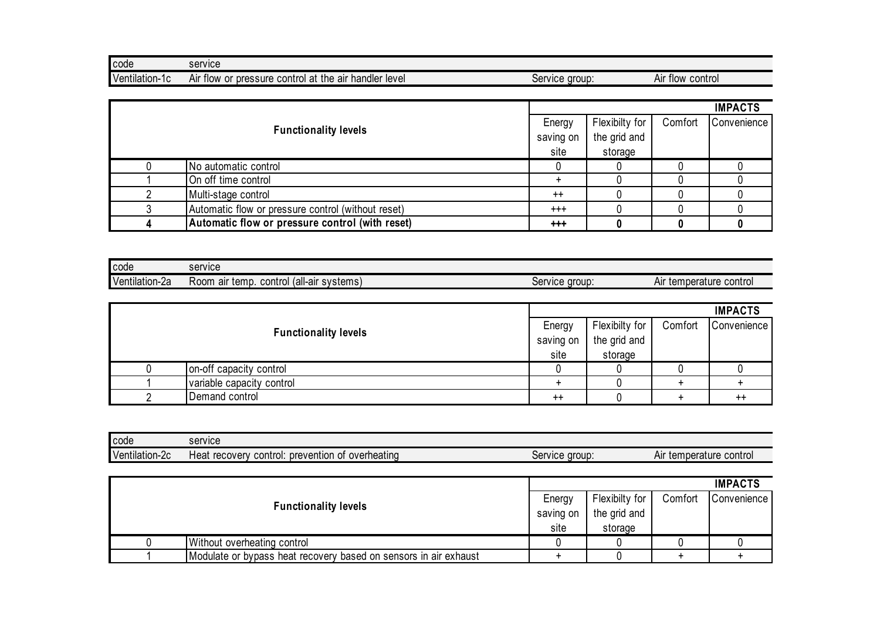| code | service | | |
|---|---|---|---|
| Ventilation-1c | Air flow or pressure control at the air handler level | Service group: | Air flow control |

| Functionality levels | | IMPACTS | | | |
|---|---|---|---|---|---|
| | | Energy saving on site | Flexibilty for the grid and storage | Comfort | Convenience |
| 0 | No automatic control | 0 | 0 | 0 | 0 |
| 1 | On off time control | + | 0 | 0 | 0 |
| 2 | Multi-stage control | ++ | 0 | 0 | 0 |
| 3 | Automatic flow or pressure control (without reset) | +++ | 0 | 0 | 0 |
| **4** | **Automatic flow or pressure control (with reset)** | **+++** | **0** | **0** | **0** |

| code | service | | |
|---|---|---|---|
| Ventilation-2a | Room air temp. control (all-air systems) | Service group: | Air temperature control |

| Functionality levels | | IMPACTS | | | |
|---|---|---|---|---|---|
| | | Energy saving on site | Flexibilty for the grid and storage | Comfort | Convenience |
| 0 | on-off capacity control | 0 | 0 | 0 | 0 |
| 1 | variable capacity control | + | 0 | + | + |
| 2 | Demand control | ++ | 0 | + | ++ |

| code | service | | |
|---|---|---|---|
| Ventilation-2c | Heat recovery control: prevention of overheating | Service group: | Air temperature control |

| Functionality levels | | IMPACTS | | | |
|---|---|---|---|---|---|
| | | Energy saving on site | Flexibilty for the grid and storage | Comfort | Convenience |
| 0 | Without overheating control | 0 | 0 | 0 | 0 |
| 1 | Modulate or bypass heat recovery based on sensors in air exhaust | + | 0 | + | + |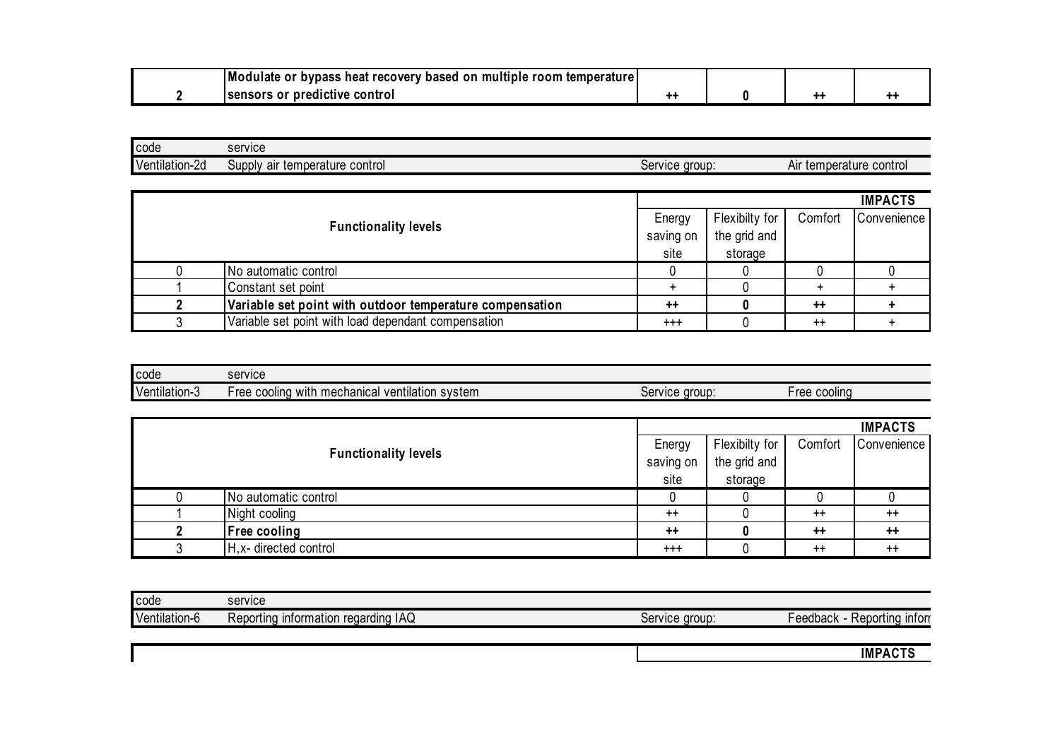| | | | | | |
|---|---|---|---|---|---|
| **2** | **Modulate or bypass heat recovery based on multiple room temperature sensors or predictive control** | **++** | **0** | **++** | **++** |

| code | service | | |
|---|---|---|---|
| Ventilation-2d | Supply air temperature control | Service group: | Air temperature control |

| Functionality levels | | IMPACTS | | | |
|---|---|---|---|---|---|
| | | Energy saving on site | Flexibilty for the grid and storage | Comfort | Convenience |
| 0 | No automatic control | 0 | 0 | 0 | 0 |
| 1 | Constant set point | + | 0 | + | + |
| **2** | **Variable set point with outdoor temperature compensation** | **++** | **0** | **++** | **+** |
| 3 | Variable set point with load dependant compensation | +++ | 0 | ++ | + |

| code | service | | |
|---|---|---|---|
| Ventilation-3 | Free cooling with mechanical ventilation system | Service group: | Free cooling |

| Functionality levels | | IMPACTS | | | |
|---|---|---|---|---|---|
| | | Energy saving on site | Flexibilty for the grid and storage | Comfort | Convenience |
| 0 | No automatic control | 0 | 0 | 0 | 0 |
| 1 | Night cooling | ++ | 0 | ++ | ++ |
| **2** | **Free cooling** | **++** | **0** | **++** | **++** |
| 3 | H,x- directed control | +++ | 0 | ++ | ++ |

| code | service | | |
|---|---|---|---|
| Ventilation-6 | Reporting information regarding IAQ | Service group: | Feedback - Reporting inforr |

| | IMPACTS |
|---|---|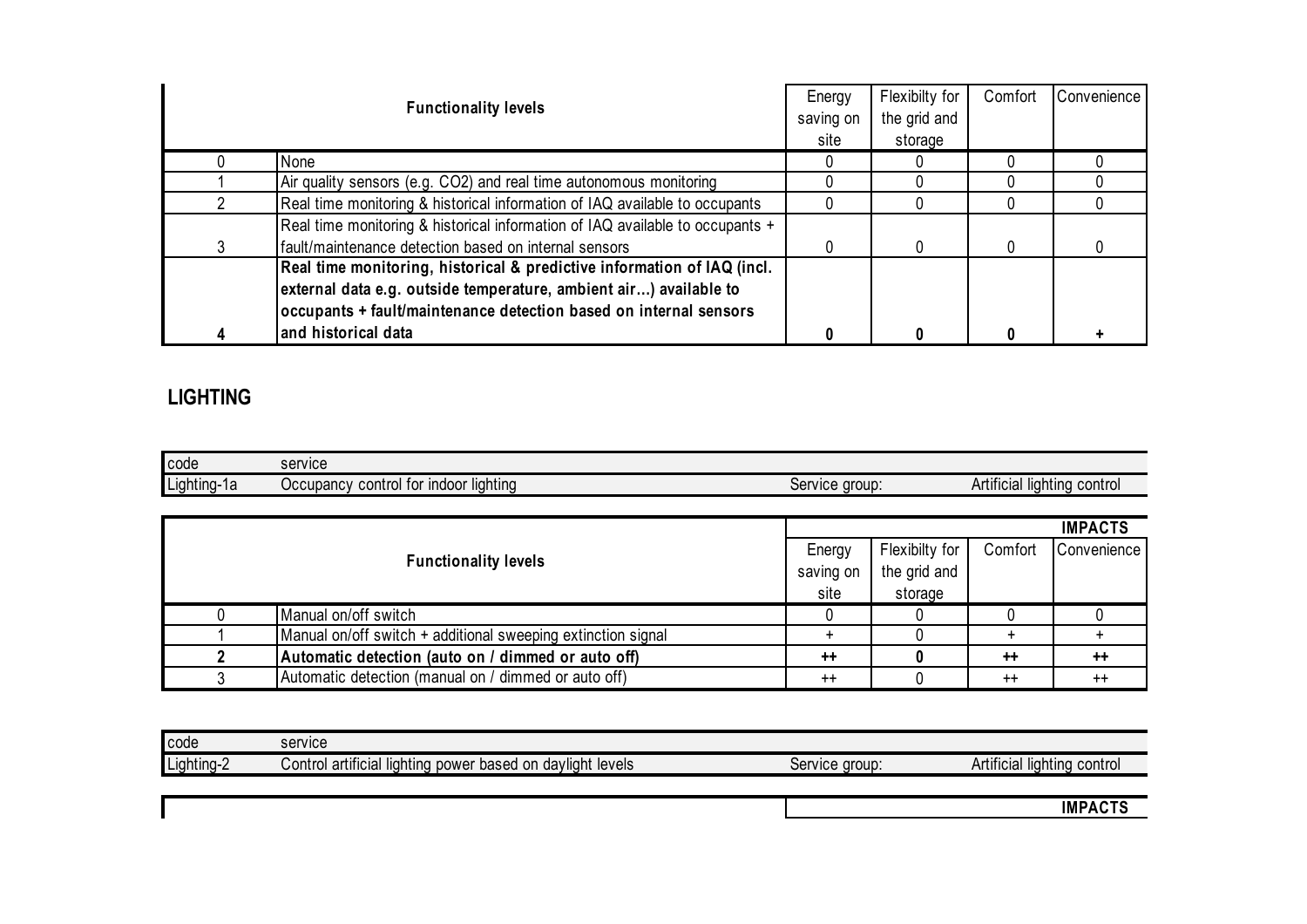| Functionality levels | | Energy saving on site | Flexibilty for the grid and storage | Comfort | Convenience |
|---|---|---|---|---|---|
| 0 | None | 0 | 0 | 0 | 0 |
| 1 | Air quality sensors (e.g. $CO_2$) and real time autonomous monitoring | 0 | 0 | 0 | 0 |
| 2 | Real time monitoring & historical information of IAQ available to occupants | 0 | 0 | 0 | 0 |
| 3 | Real time monitoring & historical information of IAQ available to occupants + fault/maintenance detection based on internal sensors | 0 | 0 | 0 | 0 |
| **4** | **Real time monitoring, historical & predictive information of IAQ (incl. external data e.g. outside temperature, ambient air…) available to occupants + fault/maintenance detection based on internal sensors and historical data** | **0** | **0** | **0** | **+** |

## LIGHTING

| code | service | | |
|---|---|---|---|
| Lighting-1a | Occupancy control for indoor lighting | Service group: | Artificial lighting control |

| Functionality levels | | IMPACTS | | | |
|---|---|---|---|---|---|
| | | Energy saving on site | Flexibilty for the grid and storage | Comfort | Convenience |
| 0 | Manual on/off switch | 0 | 0 | 0 | 0 |
| 1 | Manual on/off switch + additional sweeping extinction signal | + | 0 | + | + |
| **2** | **Automatic detection (auto on / dimmed or auto off)** | **++** | **0** | **++** | **++** |
| 3 | Automatic detection (manual on / dimmed or auto off) | ++ | 0 | ++ | ++ |

| code | service | | |
|---|---|---|---|
| Lighting-2 | Control artificial lighting power based on daylight levels | Service group: | Artificial lighting control |

| | IMPACTS |
|---|---|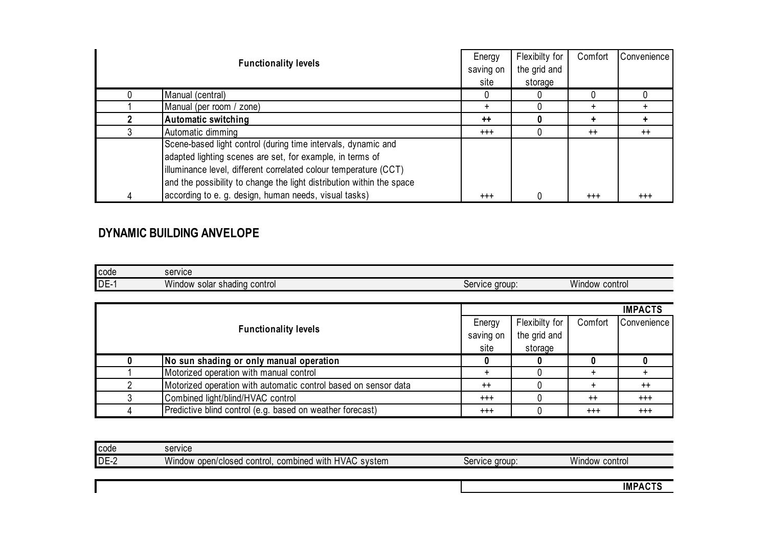| Functionality levels | | Energy saving on site | Flexibilty for the grid and storage | Comfort | Convenience |
|---|---|---|---|---|---|
| 0 | Manual (central) | 0 | 0 | 0 | 0 |
| 1 | Manual (per room / zone) | + | 0 | + | + |
| **2** | **Automatic switching** | **++** | **0** | **+** | **+** |
| 3 | Automatic dimming | +++ | 0 | ++ | ++ |
| 4 | Scene-based light control (during time intervals, dynamic and adapted lighting scenes are set, for example, in terms of illuminance level, different correlated colour temperature (CCT) and the possibility to change the light distribution within the space according to e. g. design, human needs, visual tasks) | +++ | 0 | +++ | +++ |

## DYNAMIC BUILDING ANVELOPE

| code | service | | |
|---|---|---|---|
| DE-1 | Window solar shading control | Service group: | Window control |

| Functionality levels | | IMPACTS | | | |
|---|---|---|---|---|---|
| | | Energy saving on site | Flexibilty for the grid and storage | Comfort | Convenience |
| **0** | **No sun shading or only manual operation** | **0** | **0** | **0** | **0** |
| 1 | Motorized operation with manual control | + | 0 | + | + |
| 2 | Motorized operation with automatic control based on sensor data | ++ | 0 | + | ++ |
| 3 | Combined light/blind/HVAC control | +++ | 0 | ++ | +++ |
| 4 | Predictive blind control (e.g. based on weather forecast) | +++ | 0 | +++ | +++ |

| code | service | | |
|---|---|---|---|
| DE-2 | Window open/closed control, combined with HVAC system | Service group: | Window control |

| | IMPACTS |
|---|---|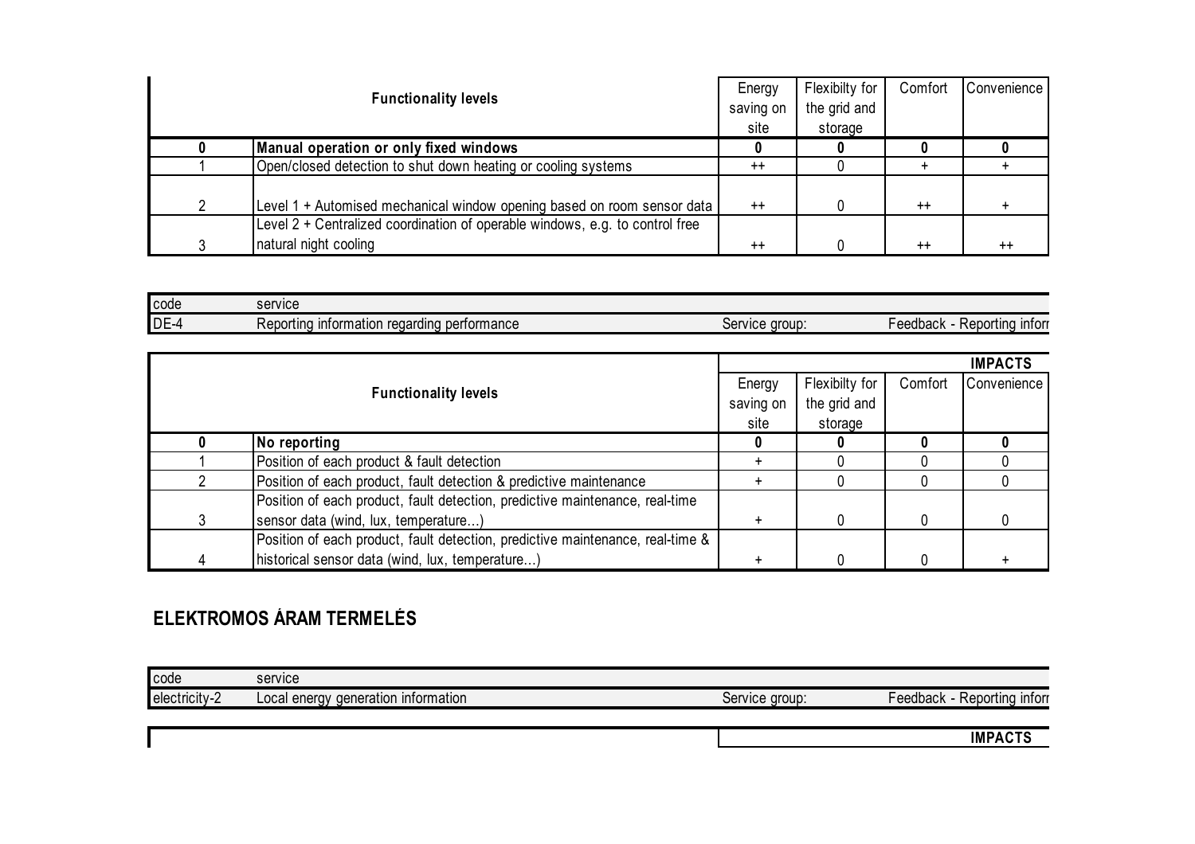| Functionality levels | | Energy saving on site | Flexibilty for the grid and storage | Comfort | Convenience |
|---|---|---|---|---|---|
| **0** | **Manual operation or only fixed windows** | **0** | **0** | **0** | **0** |
| 1 | Open/closed detection to shut down heating or cooling systems | ++ | 0 | + | + |
| 2 | Level 1 + Automised mechanical window opening based on room sensor data | ++ | 0 | ++ | + |
| 3 | Level 2 + Centralized coordination of operable windows, e.g. to control free natural night cooling | ++ | 0 | ++ | ++ |

| code | service | | |
|---|---|---|---|
| DE-4 | Reporting information regarding performance | Service group: | Feedback - Reporting inforr |

| | | IMPACTS | | | |
|---|---|---|---|---|---|
| Functionality levels | | Energy saving on site | Flexibilty for the grid and storage | Comfort | Convenience |
| **0** | **No reporting** | **0** | **0** | **0** | **0** |
| 1 | Position of each product & fault detection | + | 0 | 0 | 0 |
| 2 | Position of each product, fault detection & predictive maintenance | + | 0 | 0 | 0 |
| 3 | Position of each product, fault detection, predictive maintenance, real-time sensor data (wind, lux, temperature...) | + | 0 | 0 | 0 |
| 4 | Position of each product, fault detection, predictive maintenance, real-time & historical sensor data (wind, lux, temperature...) | + | 0 | 0 | + |

## ELEKTROMOS ÁRAM TERMELĖS

| code | service | | |
|---|---|---|---|
| electricity-2 | Local energy generation information | Service group: | Feedback - Reporting inforr |

| | IMPACTS |
|---|---|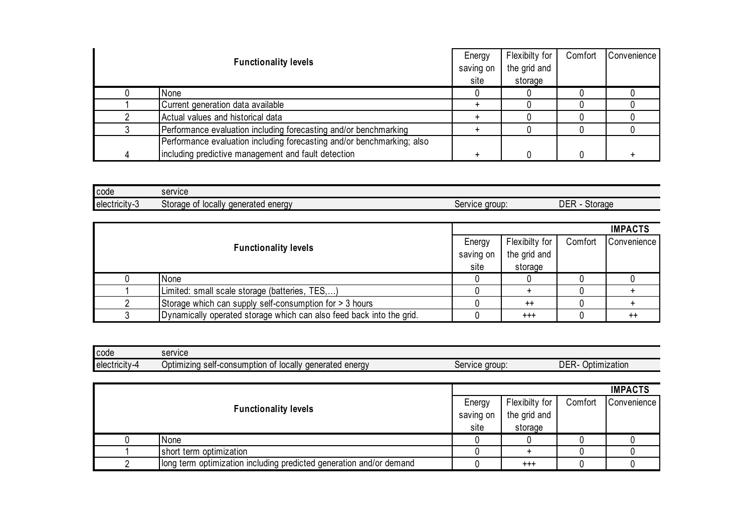| Functionality levels | | Energy saving on site | Flexibilty for the grid and storage | Comfort | Convenience |
|---|---|---|---|---|---|
| 0 | None | 0 | 0 | 0 | 0 |
| 1 | Current generation data available | + | 0 | 0 | 0 |
| 2 | Actual values and historical data | + | 0 | 0 | 0 |
| 3 | Performance evaluation including forecasting and/or benchmarking | + | 0 | 0 | 0 |
| 4 | Performance evaluation including forecasting and/or benchmarking; also including predictive management and fault detection | + | 0 | 0 | + |

| code | service | | |
|---|---|---|---|
| electricity-3 | Storage of locally generated energy | Service group: | DER - Storage |

| | | | | | IMPACTS |
|---|---|---|---|---|---|
| Functionality levels | | Energy saving on site | Flexibilty for the grid and storage | Comfort | Convenience |
| 0 | None | 0 | 0 | 0 | 0 |
| 1 | Limited: small scale storage (batteries, TES,...) | 0 | + | 0 | + |
| 2 | Storage which can supply self-consumption for > 3 hours | 0 | ++ | 0 | + |
| 3 | Dynamically operated storage which can also feed back into the grid. | 0 | +++ | 0 | ++ |

| code | service | | |
|---|---|---|---|
| electricity-4 | Optimizing self-consumption of locally generated energy | Service group: | DER- Optimization |

| | | | | | IMPACTS |
|---|---|---|---|---|---|
| Functionality levels | | Energy saving on site | Flexibilty for the grid and storage | Comfort | Convenience |
| 0 | None | 0 | 0 | 0 | 0 |
| 1 | short term optimization | 0 | + | 0 | 0 |
| 2 | long term optimization including predicted generation and/or demand | 0 | +++ | 0 | 0 |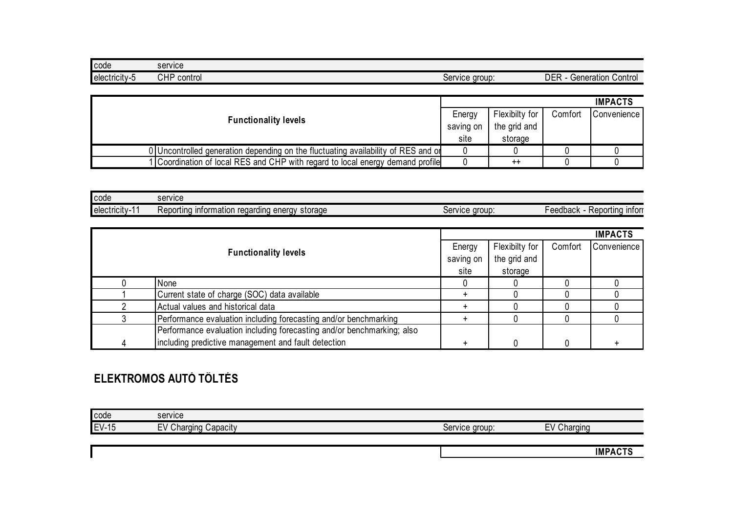| code | service | | |
|---|---|---|---|
| electricity-5 | CHP control | Service group: | DER - Generation Control |

| Functionality levels | | IMPACTS | | | |
|---|---|---|---|---|---|
| | | Energy saving on site | Flexibilty for the grid and storage | Comfort | Convenience |
| 0 | Uncontrolled generation depending on the fluctuating availability of RES and or | 0 | 0 | 0 | 0 |
| 1 | Coordination of local RES and CHP with regard to local energy demand profile | 0 | ++ | 0 | 0 |

| code | service | | |
|---|---|---|---|
| electricity-11 | Reporting information regarding energy storage | Service group: | Feedback - Reporting inforr |

| Functionality levels | | IMPACTS | | | |
|---|---|---|---|---|---|
| | | Energy saving on site | Flexibilty for the grid and storage | Comfort | Convenience |
| 0 | None | 0 | 0 | 0 | 0 |
| 1 | Current state of charge (SOC) data available | + | 0 | 0 | 0 |
| 2 | Actual values and historical data | + | 0 | 0 | 0 |
| 3 | Performance evaluation including forecasting and/or benchmarking | + | 0 | 0 | 0 |
| 4 | Performance evaluation including forecasting and/or benchmarking; also including predictive management and fault detection | + | 0 | 0 | + |

## ELEKTROMOS AUTÓ TÖLTÉS

| code | service | | |
|---|---|---|---|
| EV-15 | EV Charging Capacity | Service group: | EV Charging |

| | IMPACTS |
|---|---|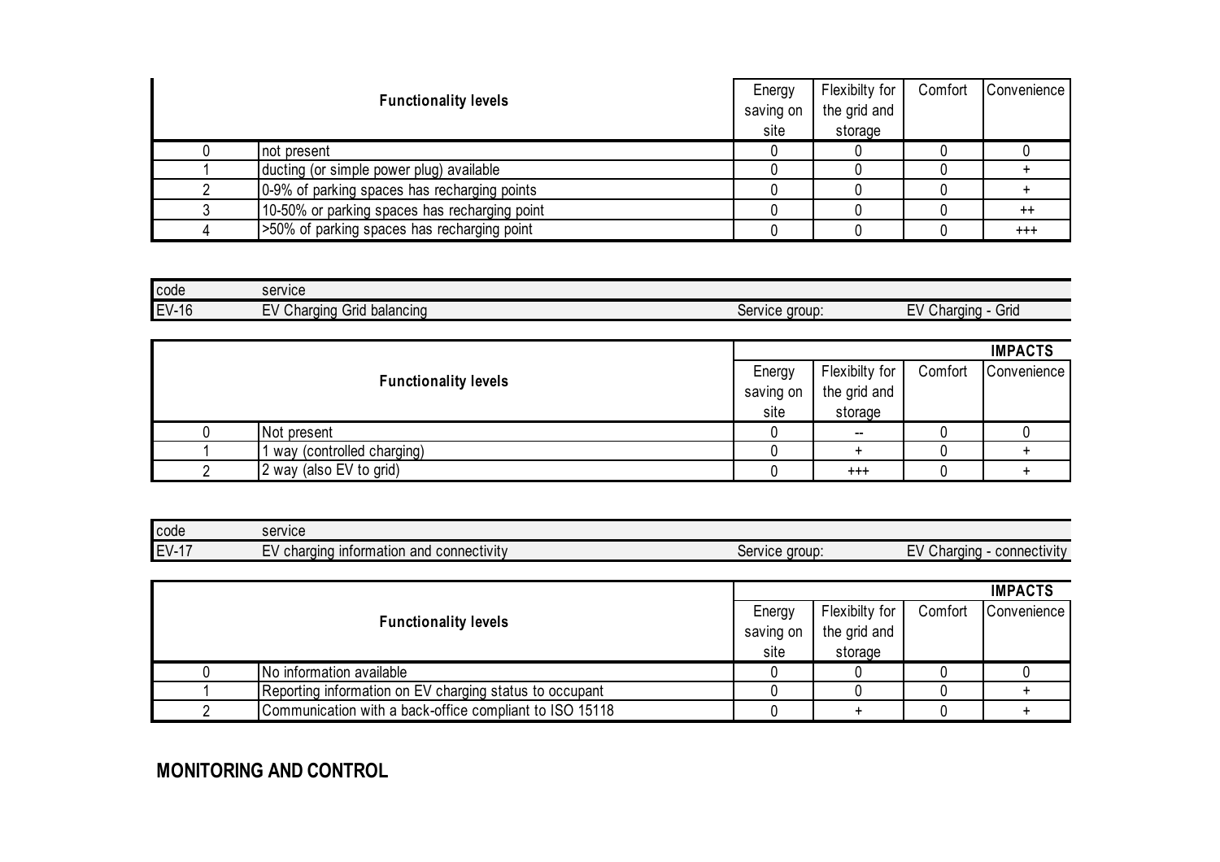| Functionality levels | | Energy saving on site | Flexibilty for the grid and storage | Comfort | Convenience |
|---|---|---|---|---|---|
| 0 | not present | 0 | 0 | 0 | 0 |
| 1 | ducting (or simple power plug) available | 0 | 0 | 0 | + |
| 2 | 0-9% of parking spaces has recharging points | 0 | 0 | 0 | + |
| 3 | 10-50% or parking spaces has recharging point | 0 | 0 | 0 | ++ |
| 4 | >50% of parking spaces has recharging point | 0 | 0 | 0 | +++ |

| code | service | | |
|---|---|---|---|
| EV-16 | EV Charging Grid balancing | Service group: | EV Charging - Grid |

| Functionality levels | | IMPACTS | | | |
|---|---|---|---|---|---|
| | | Energy saving on site | Flexibilty for the grid and storage | Comfort | Convenience |
| 0 | Not present | 0 | -- | 0 | 0 |
| 1 | 1 way (controlled charging) | 0 | + | 0 | + |
| 2 | 2 way (also EV to grid) | 0 | +++ | 0 | + |

| code | service | | |
|---|---|---|---|
| EV-17 | EV charging information and connectivity | Service group: | EV Charging - connectivity |

| Functionality levels | | IMPACTS | | | |
|---|---|---|---|---|---|
| | | Energy saving on site | Flexibilty for the grid and storage | Comfort | Convenience |
| 0 | No information available | 0 | 0 | 0 | 0 |
| 1 | Reporting information on EV charging status to occupant | 0 | 0 | 0 | + |
| 2 | Communication with a back-office compliant to ISO 15118 | 0 | + | 0 | + |

## MONITORING AND CONTROL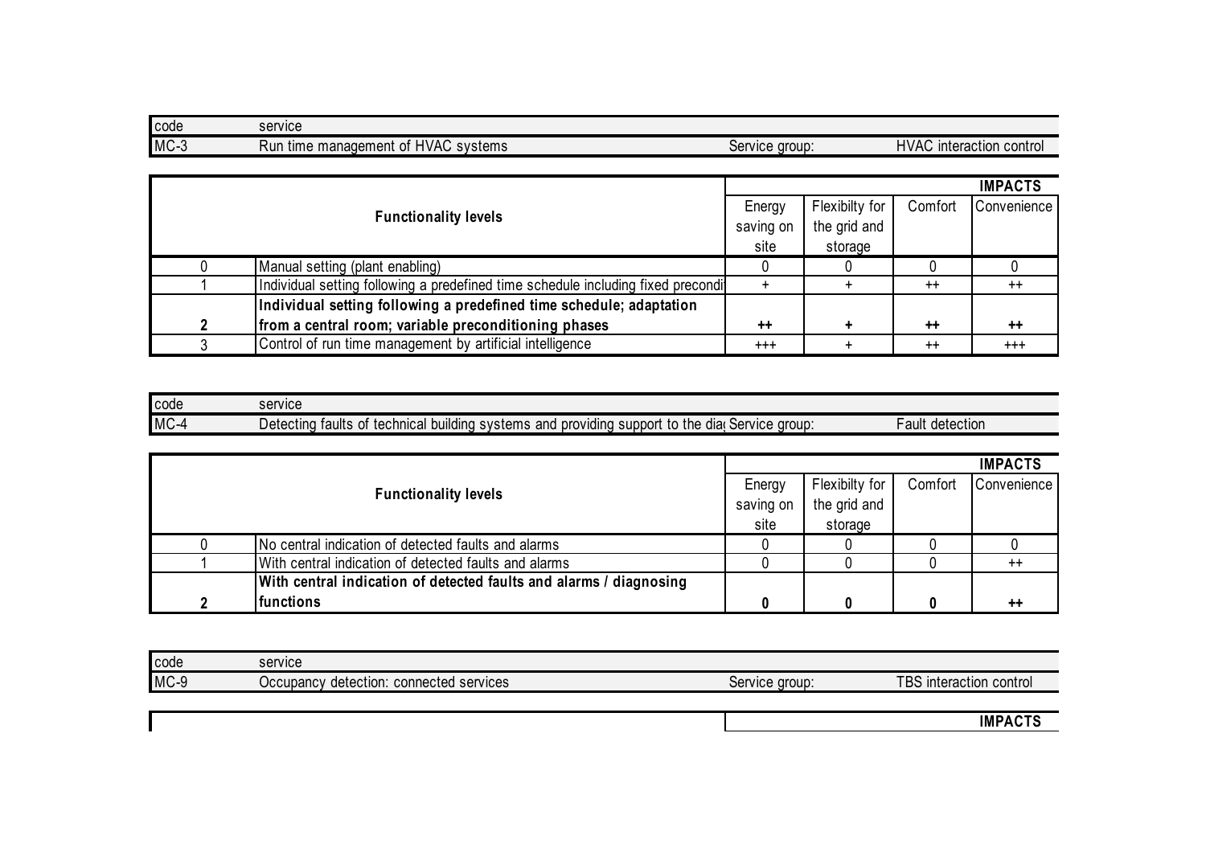| code | service | | |
|---|---|---|---|
| MC-3 | Run time management of HVAC systems | Service group: | HVAC interaction control |

| Functionality levels | | IMPACTS | | | |
|---|---|---|---|---|---|
| | | Energy saving on site | Flexibilty for the grid and storage | Comfort | Convenience |
| 0 | Manual setting (plant enabling) | 0 | 0 | 0 | 0 |
| 1 | Individual setting following a predefined time schedule including fixed precondi | + | + | ++ | ++ |
| **2** | **Individual setting following a predefined time schedule; adaptation from a central room; variable preconditioning phases** | **++** | **+** | **++** | **++** |
| 3 | Control of run time management by artificial intelligence | +++ | + | ++ | +++ |

| code | service | | |
|---|---|---|---|
| MC-4 | Detecting faults of technical building systems and providing support to the dia | Service group: | Fault detection |

| Functionality levels | | IMPACTS | | | |
|---|---|---|---|---|---|
| | | Energy saving on site | Flexibilty for the grid and storage | Comfort | Convenience |
| 0 | No central indication of detected faults and alarms | 0 | 0 | 0 | 0 |
| 1 | With central indication of detected faults and alarms | 0 | 0 | 0 | ++ |
| **2** | **With central indication of detected faults and alarms / diagnosing functions** | **0** | **0** | **0** | **++** |

| code | service | | |
|---|---|---|---|
| MC-9 | Occupancy detection: connected services | Service group: | TBS interaction control |

| | IMPACTS |
|---|---|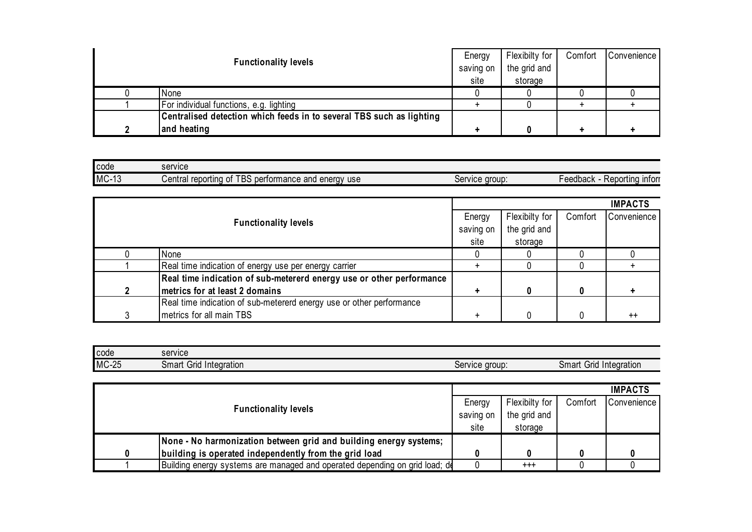| Functionality levels | | Energy saving on site | Flexibilty for the grid and storage | Comfort | Convenience |
|---|---|---|---|---|---|
| 0 | None | 0 | 0 | 0 | 0 |
| 1 | For individual functions, e.g. lighting | + | 0 | + | + |
| **2** | **Centralised detection which feeds in to several TBS such as lighting and heating** | **+** | **0** | **+** | **+** |

| code | service | | |
|---|---|---|---|
| MC-13 | Central reporting of TBS performance and energy use | Service group: | Feedback - Reporting inforr |

| | | **IMPACTS** | | | |
|---|---|---|---|---|---|
| **Functionality levels** | | Energy saving on site | Flexibilty for the grid and storage | Comfort | Convenience |
| 0 | None | 0 | 0 | 0 | 0 |
| 1 | Real time indication of energy use per energy carrier | + | 0 | 0 | + |
| **2** | **Real time indication of sub-metererd energy use or other performance metrics for at least 2 domains** | **+** | **0** | **0** | **+** |
| 3 | Real time indication of sub-metererd energy use or other performance metrics for all main TBS | + | 0 | 0 | ++ |

| code | service | | |
|---|---|---|---|
| MC-25 | Smart Grid Integration | Service group: | Smart Grid Integration |

| | | **IMPACTS** | | | |
|---|---|---|---|---|---|
| **Functionality levels** | | Energy saving on site | Flexibilty for the grid and storage | Comfort | Convenience |
| **0** | **None - No harmonization between grid and building energy systems; building is operated independently from the grid load** | **0** | **0** | **0** | **0** |
| 1 | Building energy systems are managed and operated depending on grid load; de | 0 | +++ | 0 | 0 |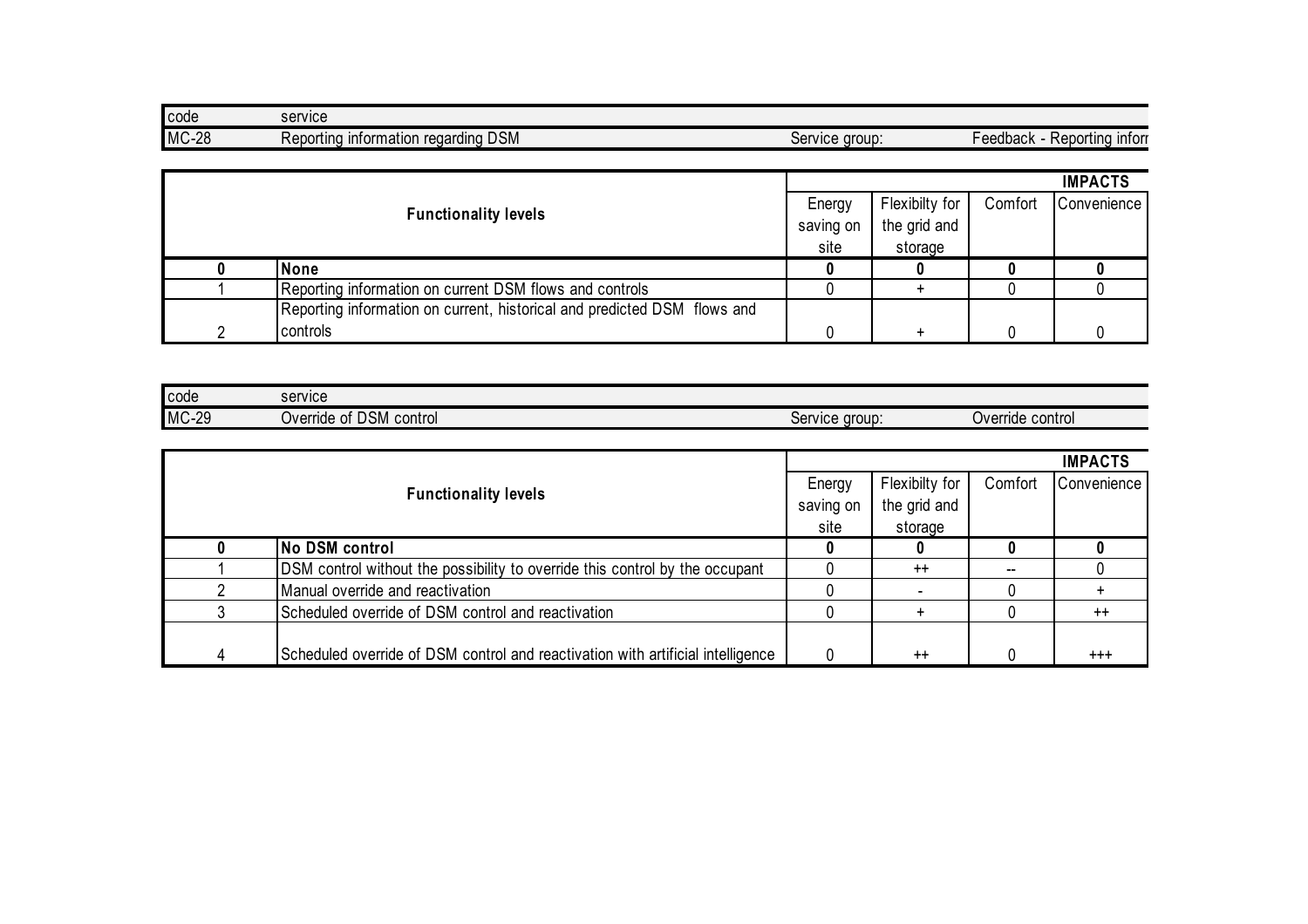| code | service | | |
|---|---|---|---|
| MC-28 | Reporting information regarding DSM | Service group: | Feedback - Reporting inforr |

| Functionality levels | | IMPACTS | | | |
|---|---|---|---|---|---|
| | | Energy saving on site | Flexibilty for the grid and storage | Comfort | Convenience |
| **0** | **None** | **0** | **0** | **0** | **0** |
| 1 | Reporting information on current DSM flows and controls | 0 | + | 0 | 0 |
| 2 | Reporting information on current, historical and predicted DSM flows and controls | 0 | + | 0 | 0 |

| code | service | | |
|---|---|---|---|
| MC-29 | Override of DSM control | Service group: | Override control |

| Functionality levels | | IMPACTS | | | |
|---|---|---|---|---|---|
| | | Energy saving on site | Flexibilty for the grid and storage | Comfort | Convenience |
| **0** | **No DSM control** | **0** | **0** | **0** | **0** |
| 1 | DSM control without the possibility to override this control by the occupant | 0 | ++ | -- | 0 |
| 2 | Manual override and reactivation | 0 | - | 0 | + |
| 3 | Scheduled override of DSM control and reactivation | 0 | + | 0 | ++ |
| 4 | Scheduled override of DSM control and reactivation with artificial intelligence | 0 | ++ | 0 | +++ |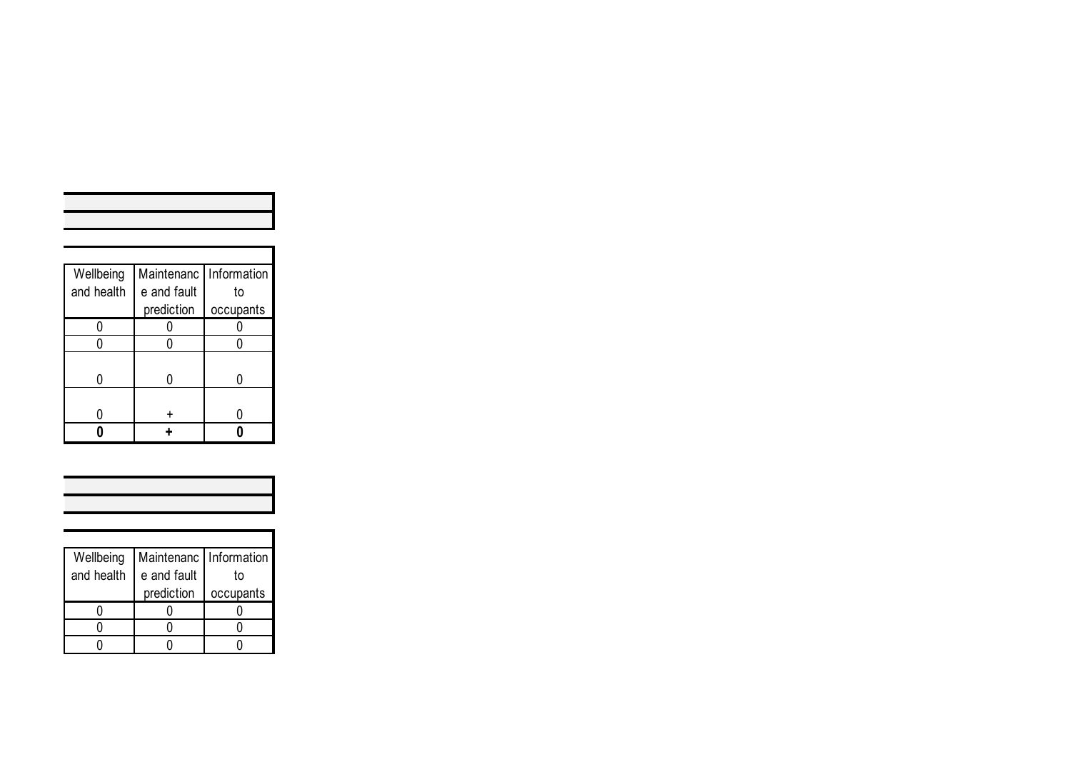| Wellbeing and health | Maintenance and fault prediction | Information to occupants |
|---|---|---|
| 0 | 0 | 0 |
| 0 | 0 | 0 |
| 0 | 0 | 0 |
| 0 | + | 0 |
| **0** | **+** | **0** |

| Wellbeing and health | Maintenance and fault prediction | Information to occupants |
|---|---|---|
| 0 | 0 | 0 |
| 0 | 0 | 0 |
| 0 | 0 | 0 |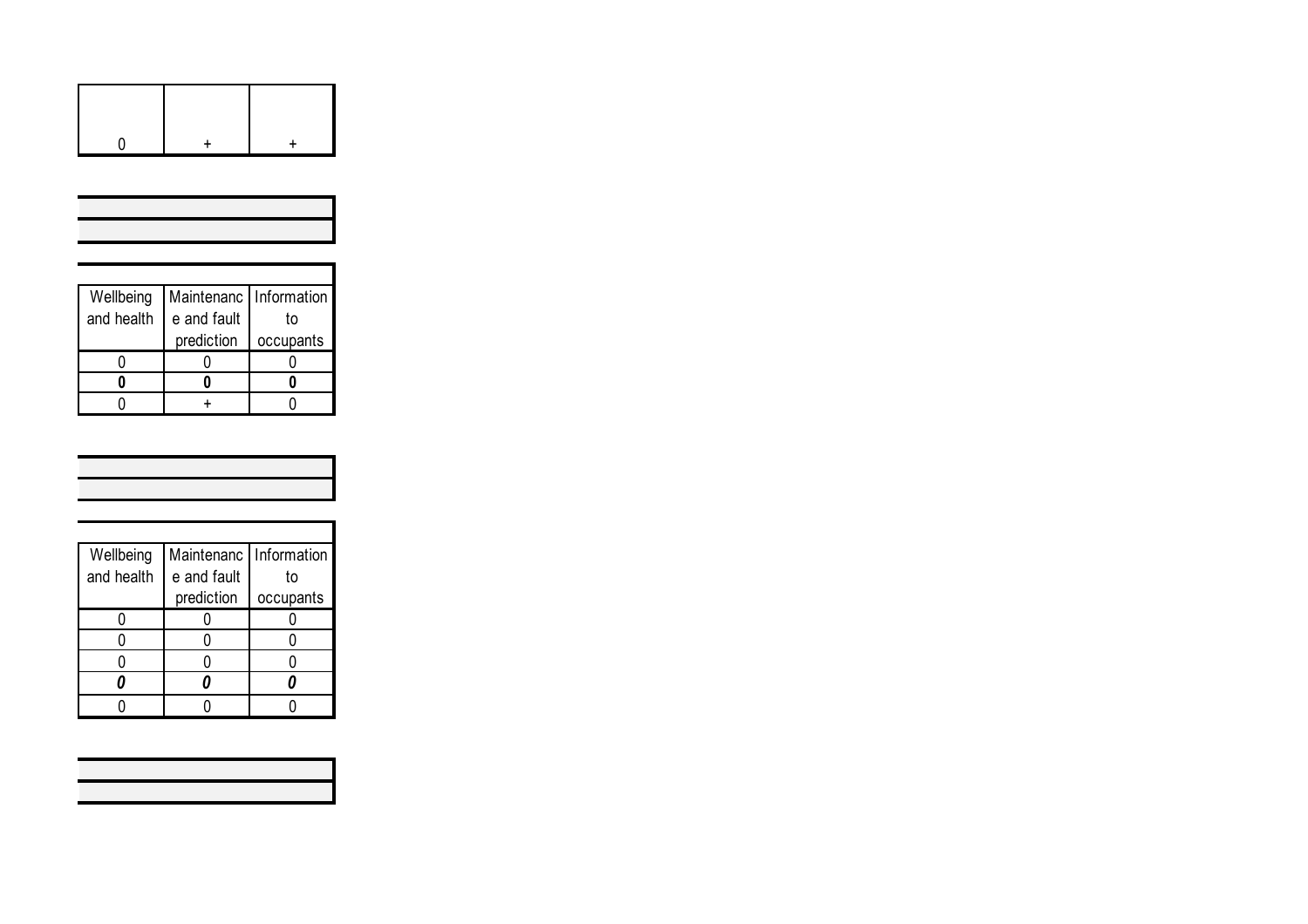| | | |
|---|---|---|
| 0 | + | + |

| Wellbeing and health | Maintenance and fault prediction | Information to occupants |
|---|---|---|
| 0 | 0 | 0 |
| **0** | **0** | **0** |
| 0 | + | 0 |

| Wellbeing and health | Maintenance and fault prediction | Information to occupants |
|---|---|---|
| 0 | 0 | 0 |
| 0 | 0 | 0 |
| 0 | 0 | 0 |
| ***0*** | ***0*** | ***0*** |
| 0 | 0 | 0 |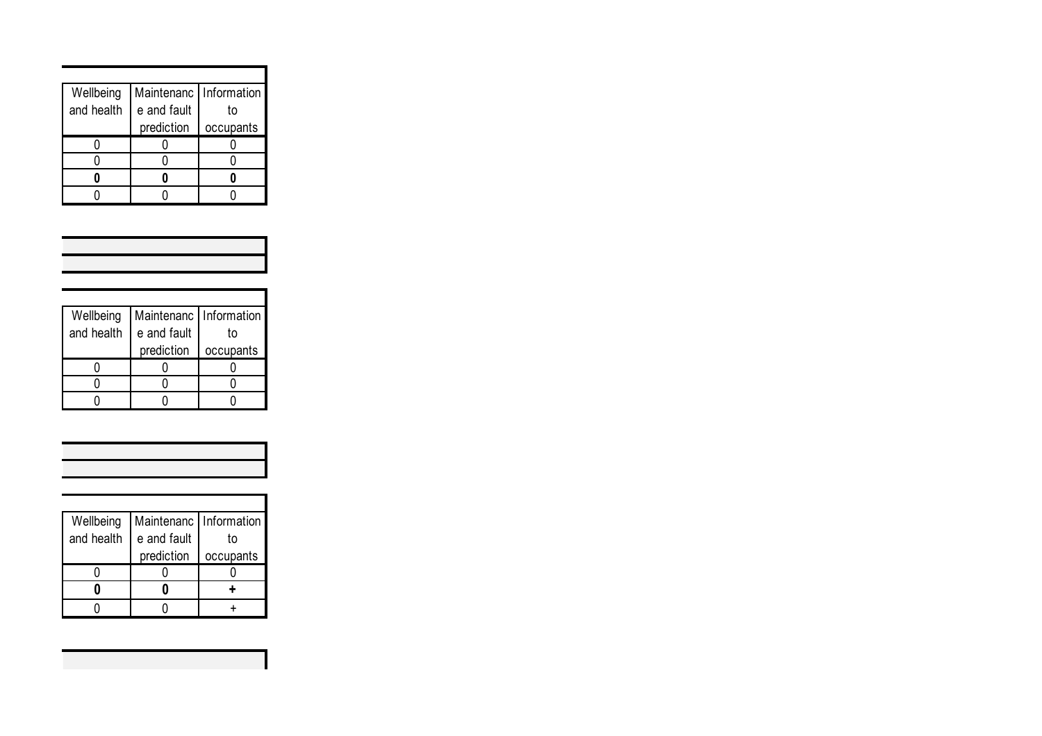| Wellbeing and health | Maintenance and fault prediction | Information to occupants |
|---|---|---|
| 0 | 0 | 0 |
| 0 | 0 | 0 |
| **0** | **0** | **0** |
| 0 | 0 | 0 |

| Wellbeing and health | Maintenance and fault prediction | Information to occupants |
|---|---|---|
| 0 | 0 | 0 |
| 0 | 0 | 0 |
| 0 | 0 | 0 |

| Wellbeing and health | Maintenance and fault prediction | Information to occupants |
|---|---|---|
| 0 | 0 | 0 |
| **0** | **0** | **+** |
| 0 | 0 | + |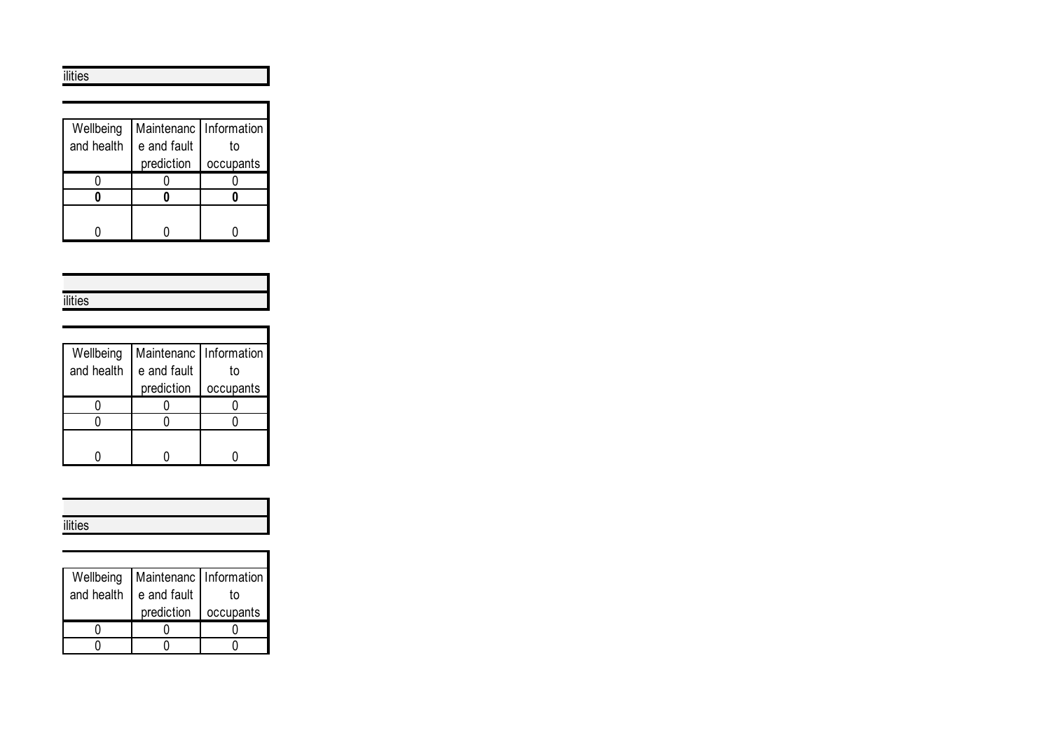ilities

| Wellbeing and health | Maintenance and fault prediction | Information to occupants |
|---|---|---|
| 0 | 0 | 0 |
| **0** | **0** | **0** |
| 0 | 0 | 0 |

ilities

| Wellbeing and health | Maintenance and fault prediction | Information to occupants |
|---|---|---|
| 0 | 0 | 0 |
| 0 | 0 | 0 |
| 0 | 0 | 0 |

ilities

| Wellbeing and health | Maintenance and fault prediction | Information to occupants |
|---|---|---|
| 0 | 0 | 0 |
| 0 | 0 | 0 |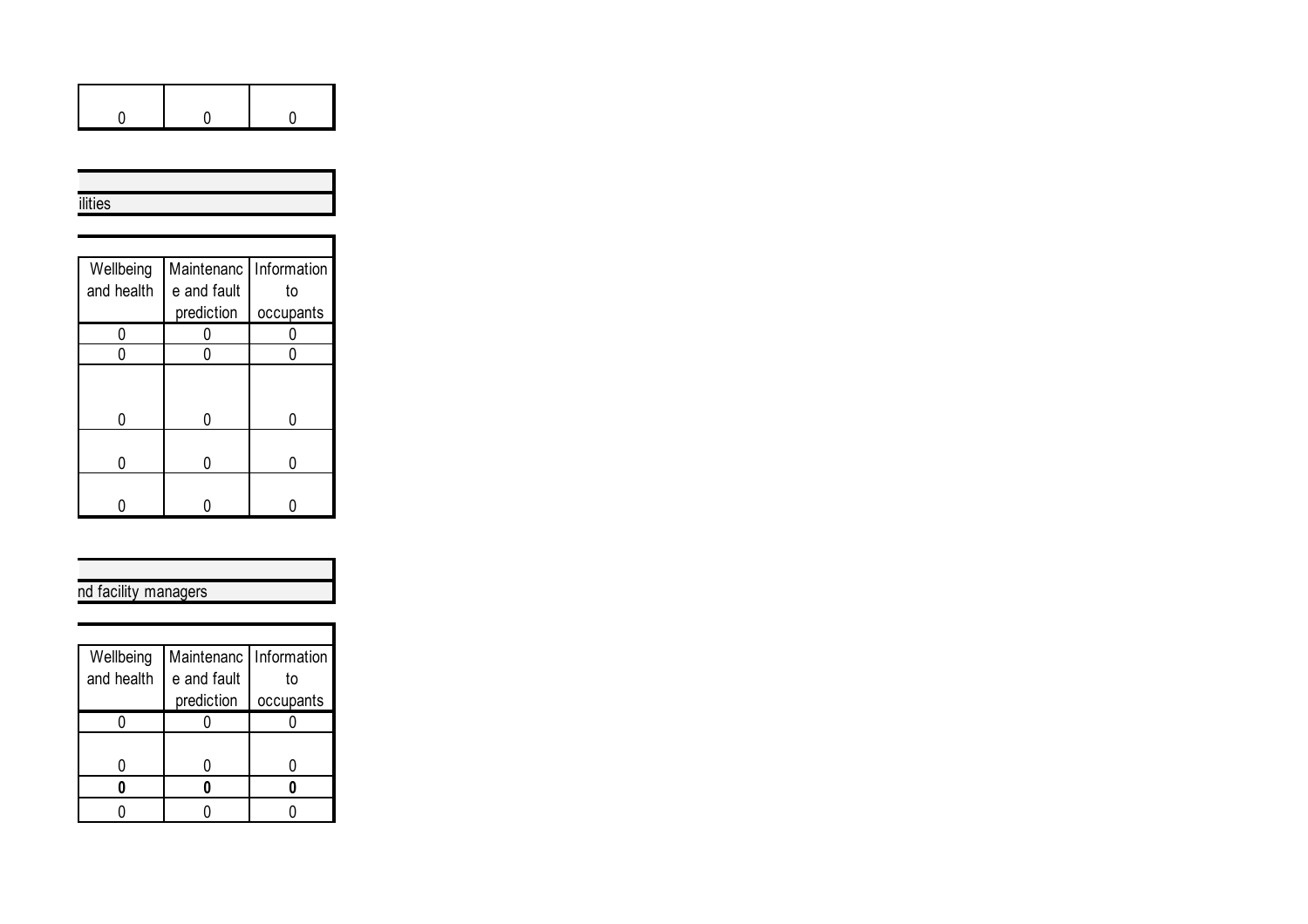| | | |
|---|---|---|
| 0 | 0 | 0 |

| |
|---|
| |
| ilities |

| | | |
|---|---|---|
| | | |
| Wellbeing and health | Maintenance and fault prediction | Information to occupants |
| 0 | 0 | 0 |
| 0 | 0 | 0 |
| 0 | 0 | 0 |
| 0 | 0 | 0 |
| 0 | 0 | 0 |

| |
|---|
| |
| nd facility managers |

| | | |
|---|---|---|
| | | |
| Wellbeing and health | Maintenance and fault prediction | Information to occupants |
| 0 | 0 | 0 |
| 0 | 0 | 0 |
| **0** | **0** | **0** |
| 0 | 0 | 0 |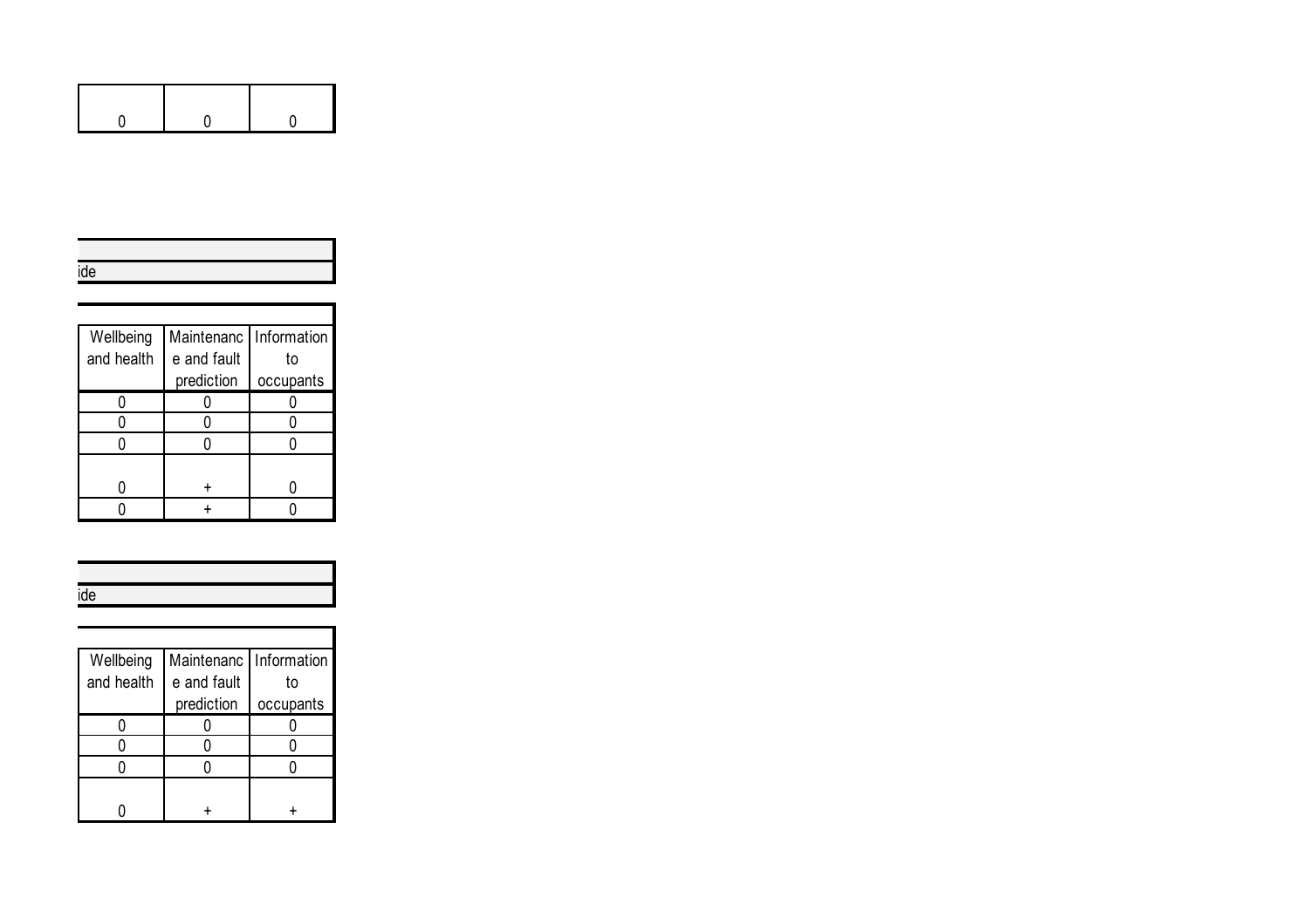| | | |
|---|---|---|
| 0 | 0 | 0 |

ide

| Wellbeing and health | Maintenance and fault prediction | Information to occupants |
|---|---|---|
| 0 | 0 | 0 |
| 0 | 0 | 0 |
| 0 | 0 | 0 |
| 0 | + | 0 |
| 0 | + | 0 |

ide

| Wellbeing and health | Maintenance and fault prediction | Information to occupants |
|---|---|---|
| 0 | 0 | 0 |
| 0 | 0 | 0 |
| 0 | 0 | 0 |
| 0 | + | + |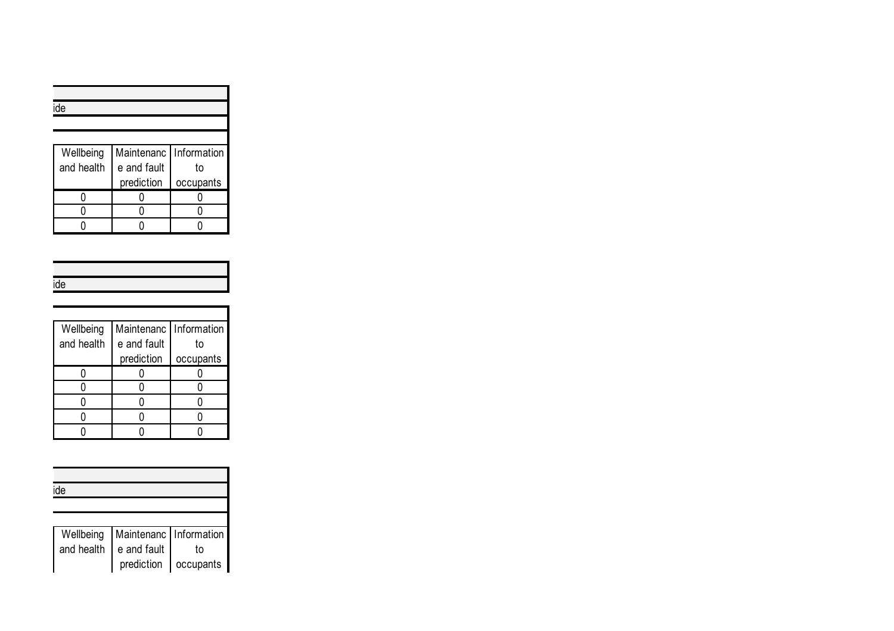ide

| Wellbeing and health | Maintenance and fault prediction | Information to occupants |
|---|---|---|
| 0 | 0 | 0 |
| 0 | 0 | 0 |
| 0 | 0 | 0 |

ide

| Wellbeing and health | Maintenance and fault prediction | Information to occupants |
|---|---|---|
| 0 | 0 | 0 |
| 0 | 0 | 0 |
| 0 | 0 | 0 |
| 0 | 0 | 0 |
| 0 | 0 | 0 |

ide

| Wellbeing and health | Maintenance and fault prediction | Information to occupants |
|---|---|---|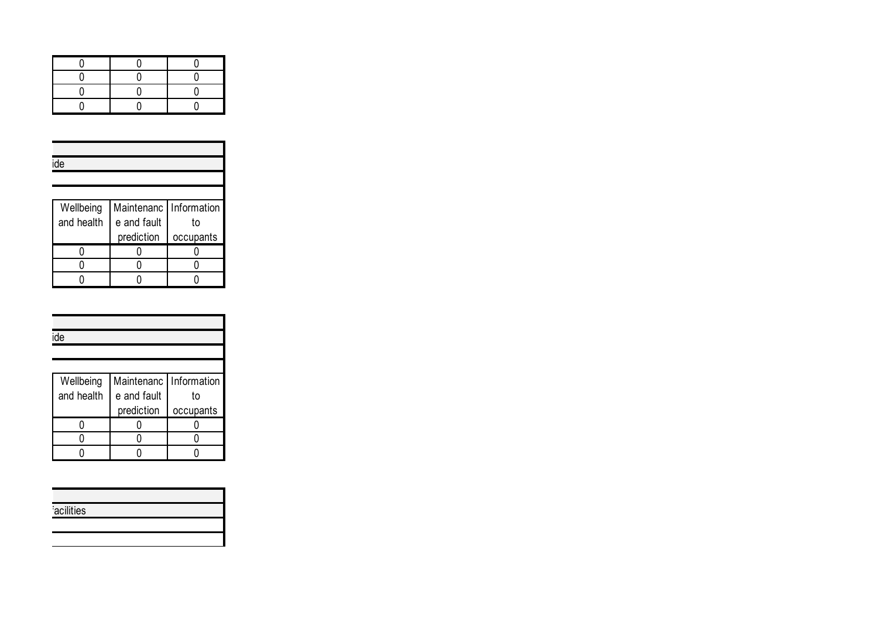| | | |
|---|---|---|
| 0 | 0 | 0 |
| 0 | 0 | 0 |
| 0 | 0 | 0 |
| 0 | 0 | 0 |

ide

| Wellbeing and health | Maintenance and fault prediction | Information to occupants |
|---|---|---|
| 0 | 0 | 0 |
| 0 | 0 | 0 |
| 0 | 0 | 0 |

ide

| Wellbeing and health | Maintenance and fault prediction | Information to occupants |
|---|---|---|
| 0 | 0 | 0 |
| 0 | 0 | 0 |
| 0 | 0 | 0 |

acilities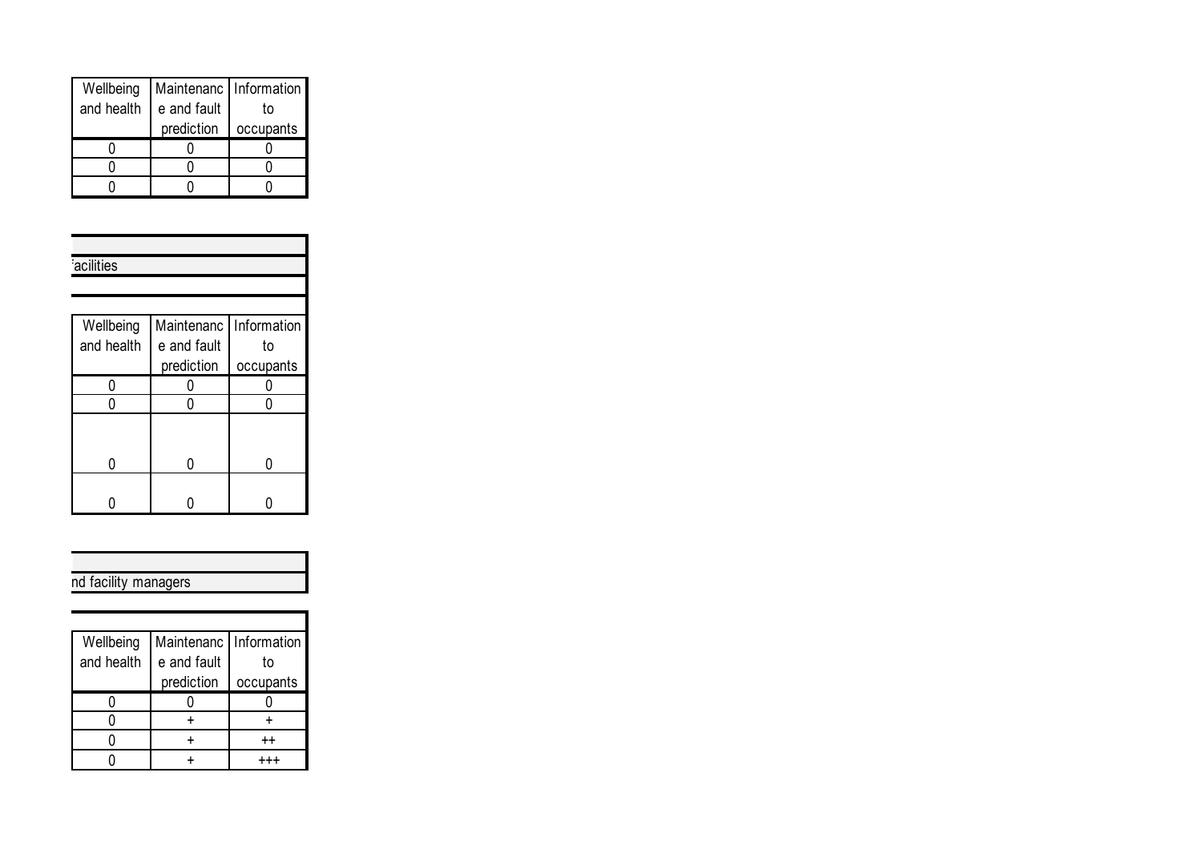| Wellbeing and health | Maintenance and fault prediction | Information to occupants |
|---|---|---|
| 0 | 0 | 0 |
| 0 | 0 | 0 |
| 0 | 0 | 0 |

facilities

| Wellbeing and health | Maintenance and fault prediction | Information to occupants |
|---|---|---|
| 0 | 0 | 0 |
| 0 | 0 | 0 |
| 0 | 0 | 0 |
| 0 | 0 | 0 |

nd facility managers

| Wellbeing and health | Maintenance and fault prediction | Information to occupants |
|---|---|---|
| 0 | 0 | 0 |
| 0 | + | + |
| 0 | + | ++ |
| 0 | + | +++ |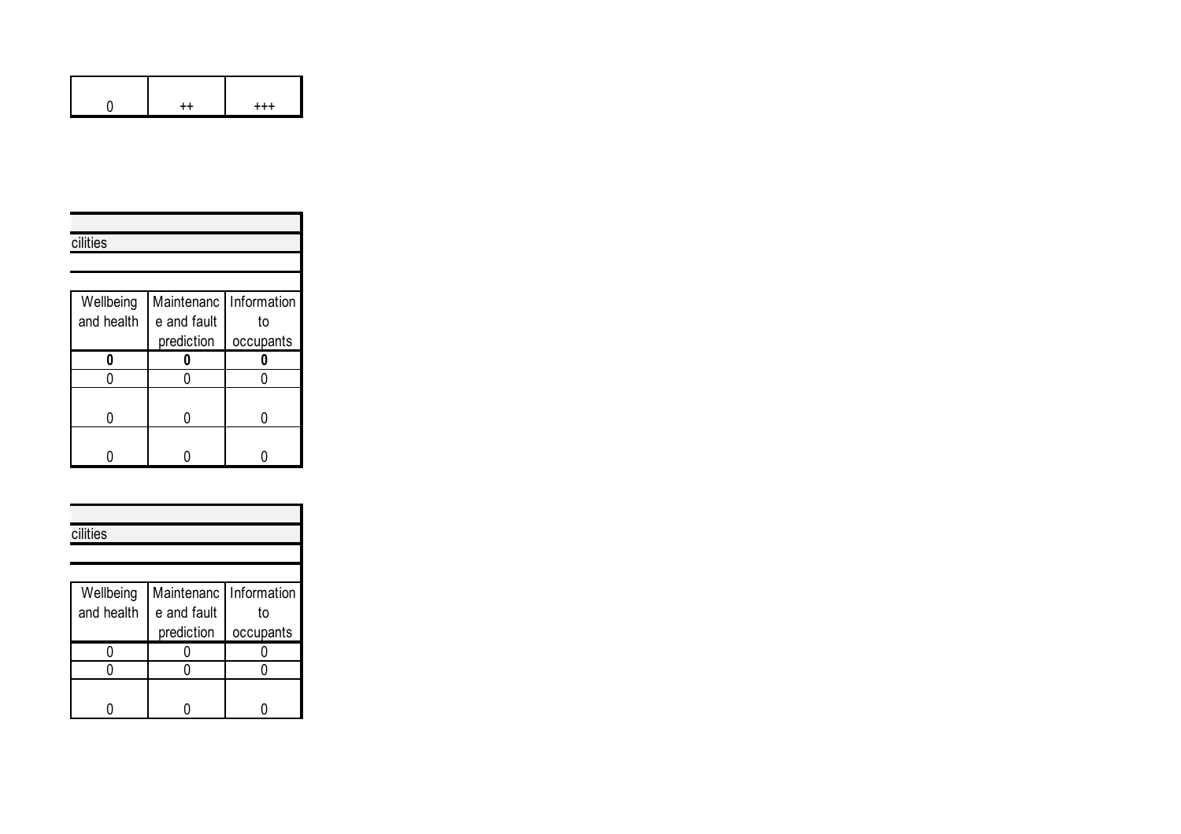| 0 | ++ | +++ |
|---|---|---|

| cilities | | |
|---|---|---|
| | | |
| **Wellbeing and health** | **Maintenance and fault prediction** | **Information to occupants** |
| **0** | **0** | **0** |
| 0 | 0 | 0 |
| 0 | 0 | 0 |
| 0 | 0 | 0 |

| cilities | | |
|---|---|---|
| | | |
| **Wellbeing and health** | **Maintenance and fault prediction** | **Information to occupants** |
| 0 | 0 | 0 |
| 0 | 0 | 0 |
| 0 | 0 | 0 |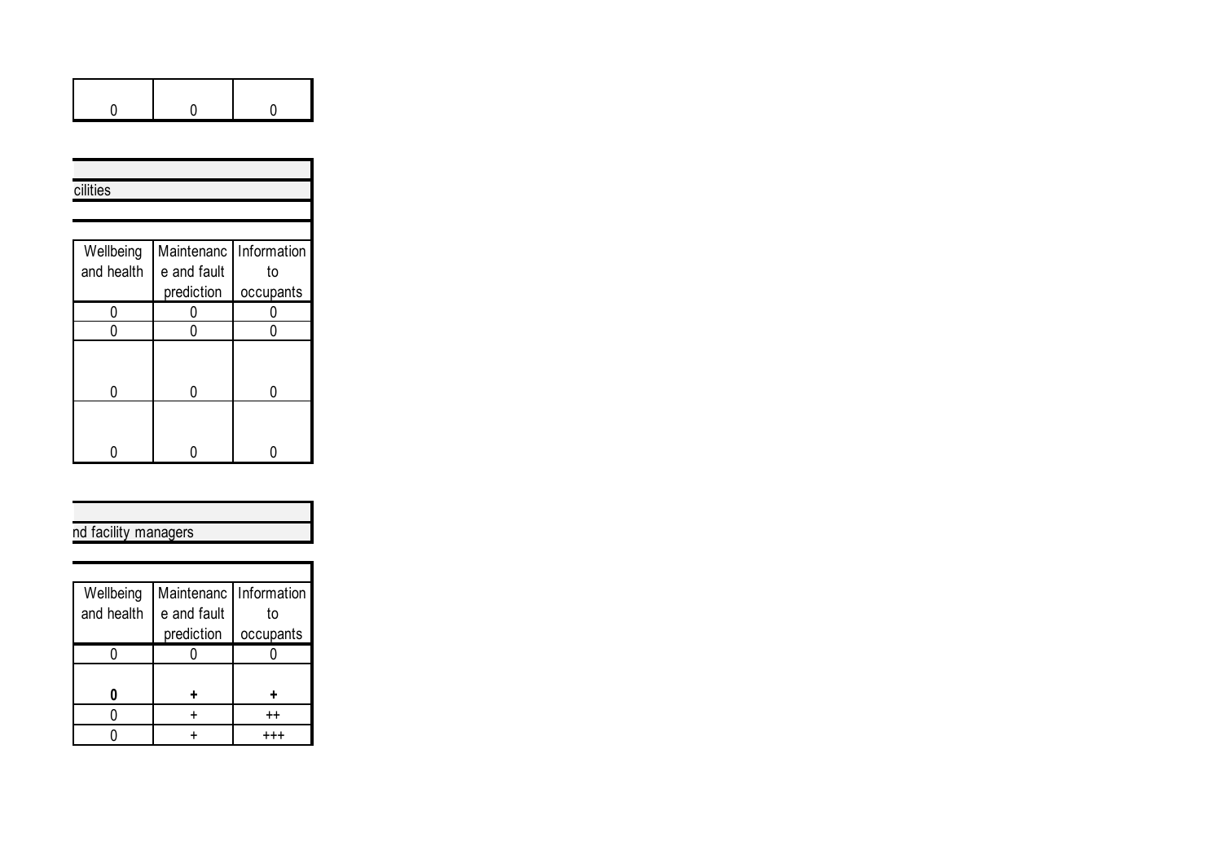| | | |
|---|---|---|
| 0 | 0 | 0 |

cilities

| Wellbeing and health | Maintenance and fault prediction | Information to occupants |
|---|---|---|
| 0 | 0 | 0 |
| 0 | 0 | 0 |
| 0 | 0 | 0 |
| 0 | 0 | 0 |

nd facility managers

| Wellbeing and health | Maintenance and fault prediction | Information to occupants |
|---|---|---|
| 0 | 0 | 0 |
| **0** | **+** | **+** |
| 0 | + | ++ |
| 0 | + | +++ |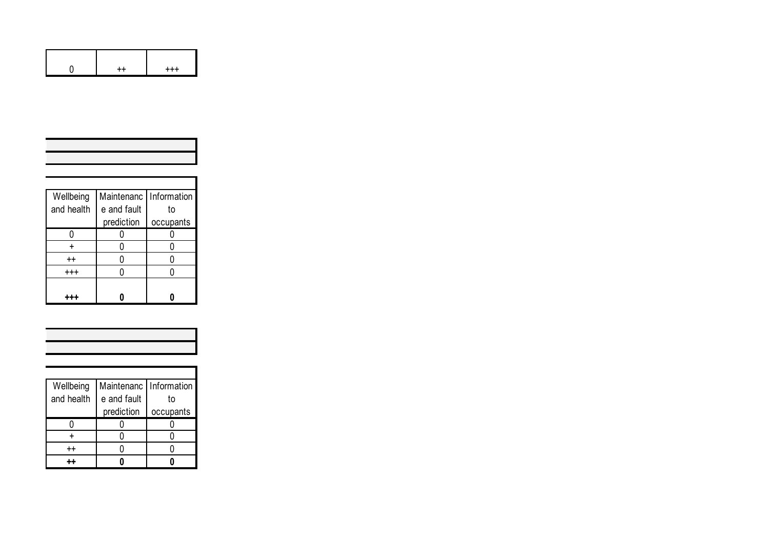| | | |
|---|---|---|
| 0 | ++ | +++ |

| Wellbeing and health | Maintenance and fault prediction | Information to occupants |
|---|---|---|
| 0 | 0 | 0 |
| + | 0 | 0 |
| ++ | 0 | 0 |
| +++ | 0 | 0 |
| **+++** | **0** | **0** |

| Wellbeing and health | Maintenance and fault prediction | Information to occupants |
|---|---|---|
| 0 | 0 | 0 |
| + | 0 | 0 |
| ++ | 0 | 0 |
| **++** | **0** | **0** |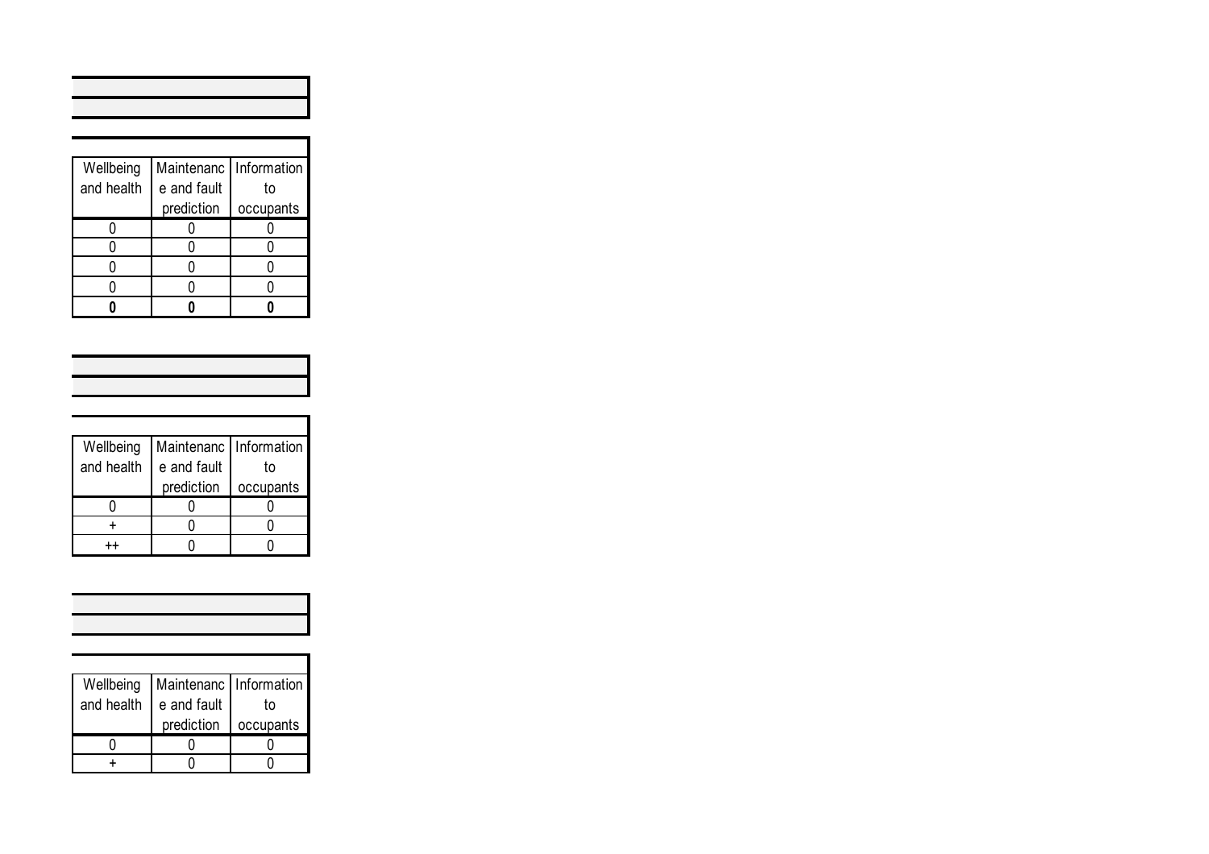| Wellbeing and health | Maintenance and fault prediction | Information to occupants |
|---|---|---|
| 0 | 0 | 0 |
| 0 | 0 | 0 |
| 0 | 0 | 0 |
| 0 | 0 | 0 |
| **0** | **0** | **0** |

| Wellbeing and health | Maintenance and fault prediction | Information to occupants |
|---|---|---|
| 0 | 0 | 0 |
| + | 0 | 0 |
| ++ | 0 | 0 |

| Wellbeing and health | Maintenance and fault prediction | Information to occupants |
|---|---|---|
| 0 | 0 | 0 |
| + | 0 | 0 |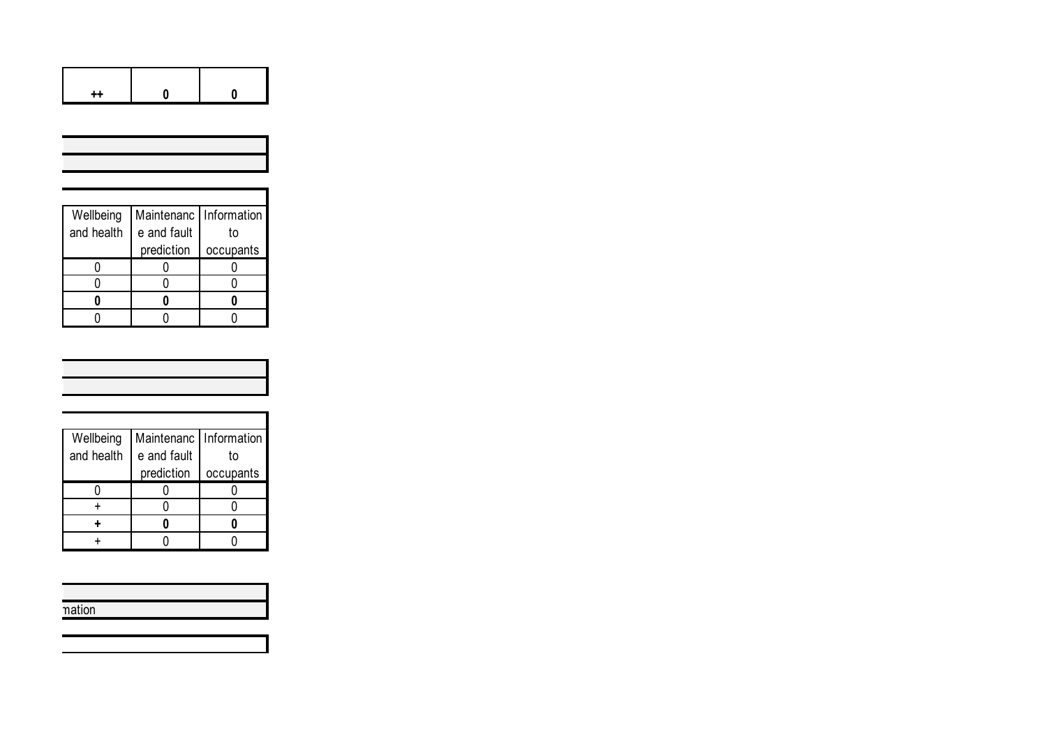| ++ | 0 | 0 |
|---|---|---|

| Wellbeing and health | Maintenance and fault prediction | Information to occupants |
|---|---|---|
| 0 | 0 | 0 |
| 0 | 0 | 0 |
| **0** | **0** | **0** |
| 0 | 0 | 0 |

| Wellbeing and health | Maintenance and fault prediction | Information to occupants |
|---|---|---|
| 0 | 0 | 0 |
| + | 0 | 0 |
| **+** | **0** | **0** |
| + | 0 | 0 |

mation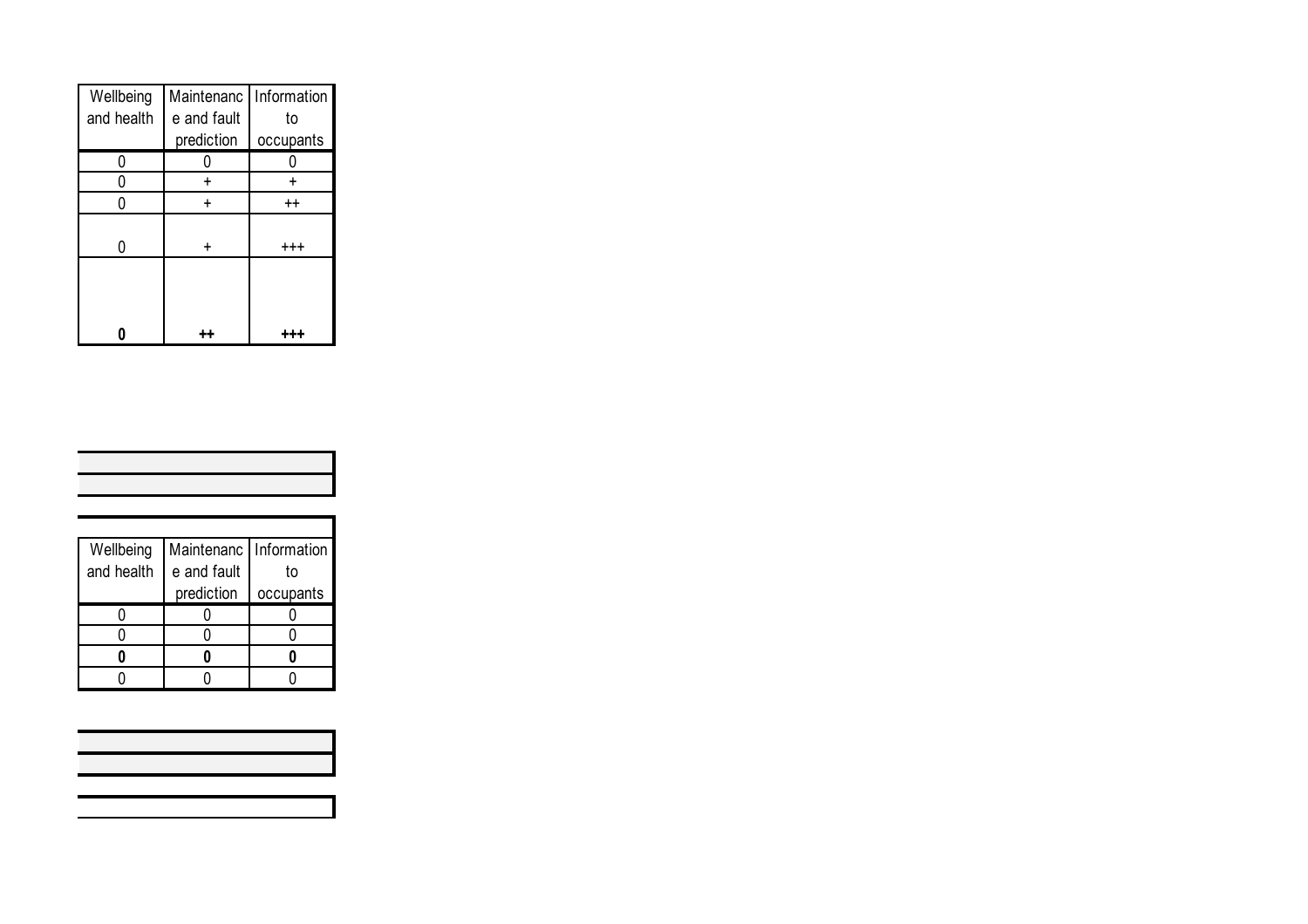| Wellbeing and health | Maintenance and fault prediction | Information to occupants |
|---|---|---|
| 0 | 0 | 0 |
| 0 | + | + |
| 0 | + | ++ |
| 0 | + | +++ |
| **0** | **++** | **+++** |

| Wellbeing and health | Maintenance and fault prediction | Information to occupants |
|---|---|---|
| 0 | 0 | 0 |
| 0 | 0 | 0 |
| **0** | **0** | **0** |
| 0 | 0 | 0 |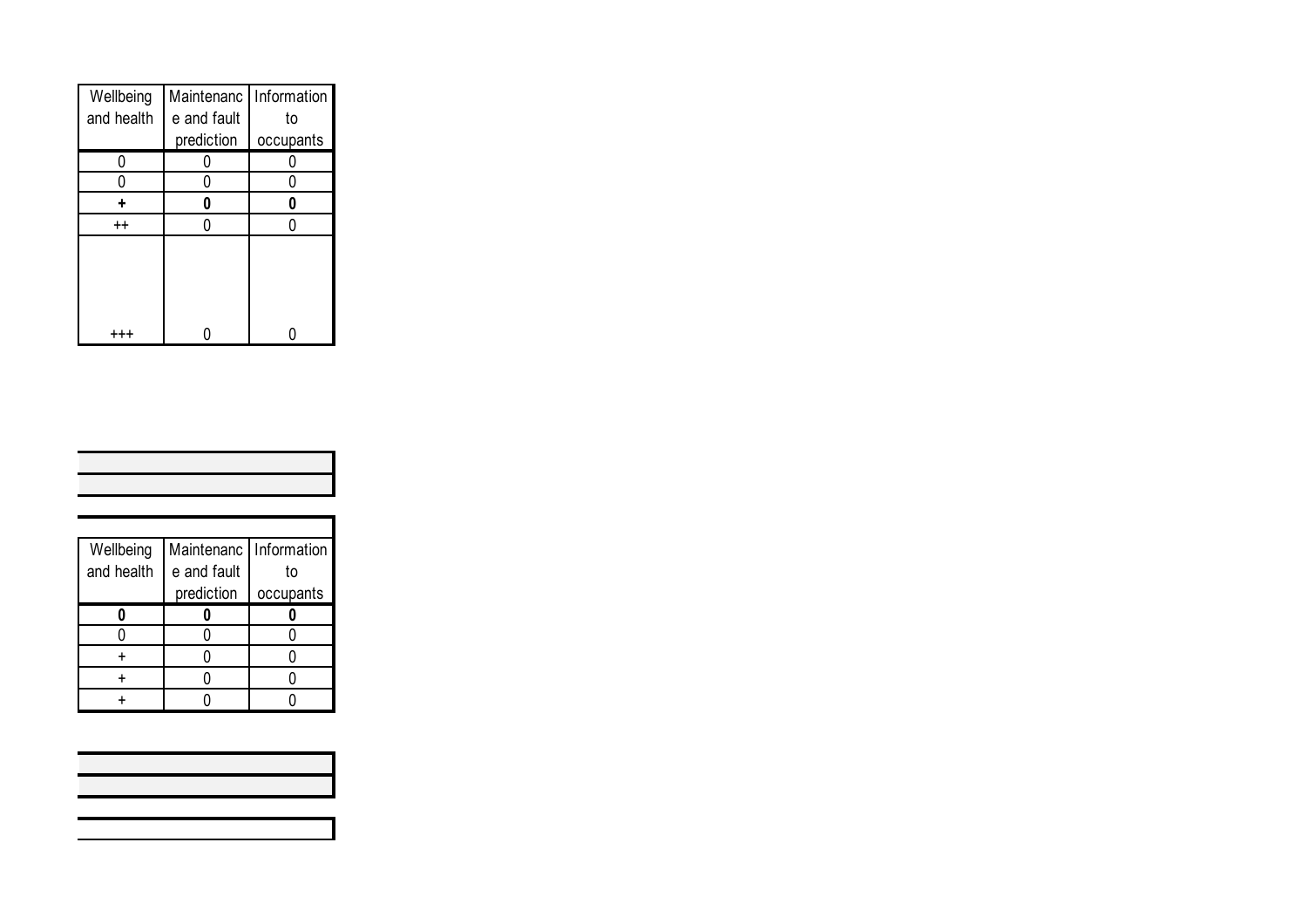| Wellbeing and health | Maintenance and fault prediction | Information to occupants |
|---|---|---|
| 0 | 0 | 0 |
| 0 | 0 | 0 |
| **+** | **0** | **0** |
| ++ | 0 | 0 |
| +++ | 0 | 0 |

| Wellbeing and health | Maintenance and fault prediction | Information to occupants |
|---|---|---|
| **0** | **0** | **0** |
| 0 | 0 | 0 |
| + | 0 | 0 |
| + | 0 | 0 |
| + | 0 | 0 |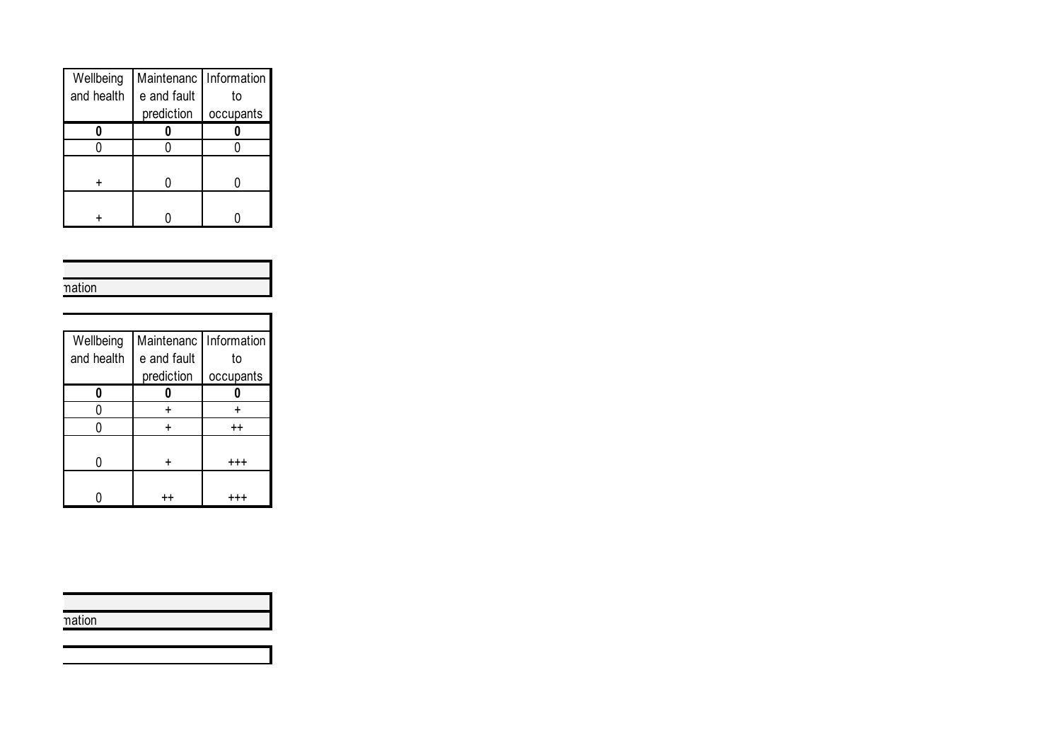| Wellbeing and health | Maintenance and fault prediction | Information to occupants |
|---|---|---|
| **0** | **0** | **0** |
| 0 | 0 | 0 |
| + | 0 | 0 |
| + | 0 | 0 |

mation

| Wellbeing and health | Maintenance and fault prediction | Information to occupants |
|---|---|---|
| **0** | **0** | **0** |
| 0 | + | + |
| 0 | + | ++ |
| 0 | + | +++ |
| 0 | ++ | +++ |

mation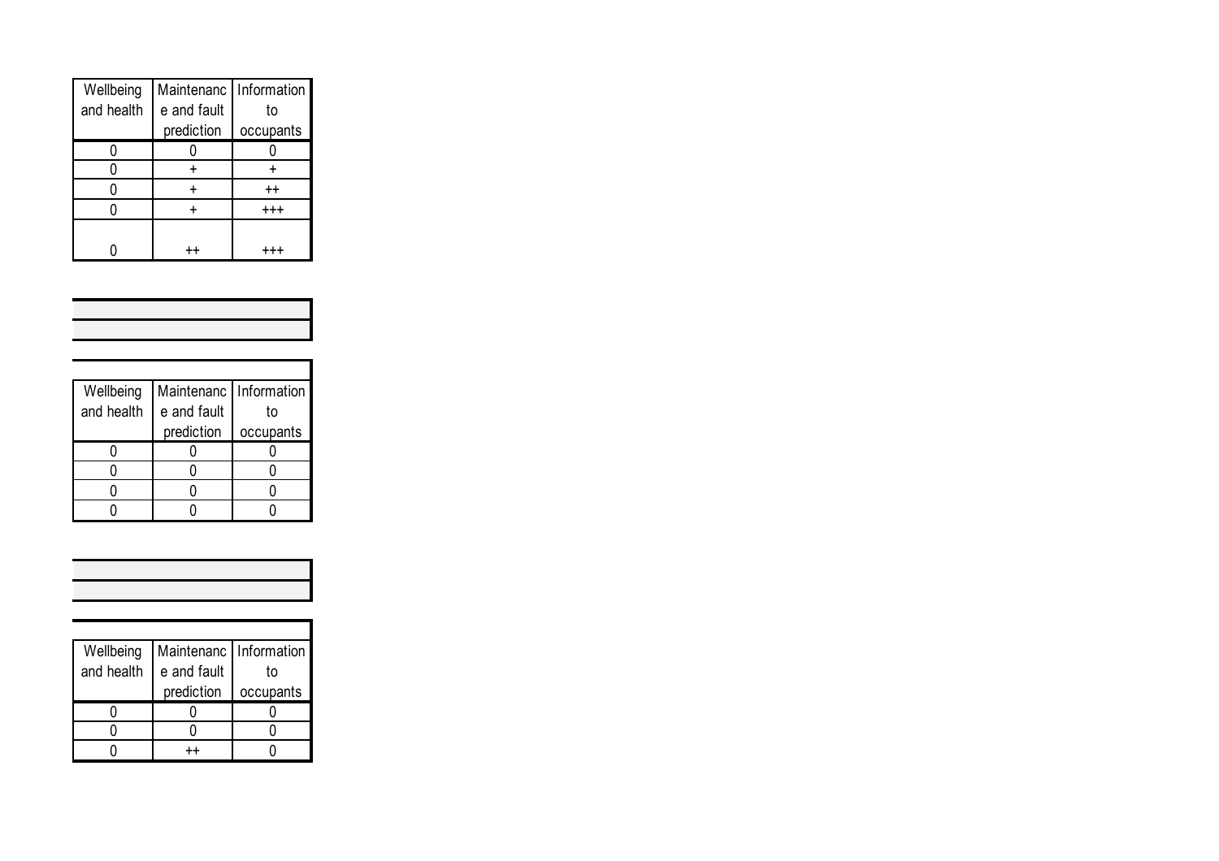| Wellbeing and health | Maintenance and fault prediction | Information to occupants |
|---|---|---|
| 0 | 0 | 0 |
| 0 | + | + |
| 0 | + | ++ |
| 0 | + | +++ |
| 0 | ++ | +++ |

| Wellbeing and health | Maintenance and fault prediction | Information to occupants |
|---|---|---|
| 0 | 0 | 0 |
| 0 | 0 | 0 |
| 0 | 0 | 0 |
| 0 | 0 | 0 |

| Wellbeing and health | Maintenance and fault prediction | Information to occupants |
|---|---|---|
| 0 | 0 | 0 |
| 0 | 0 | 0 |
| 0 | ++ | 0 |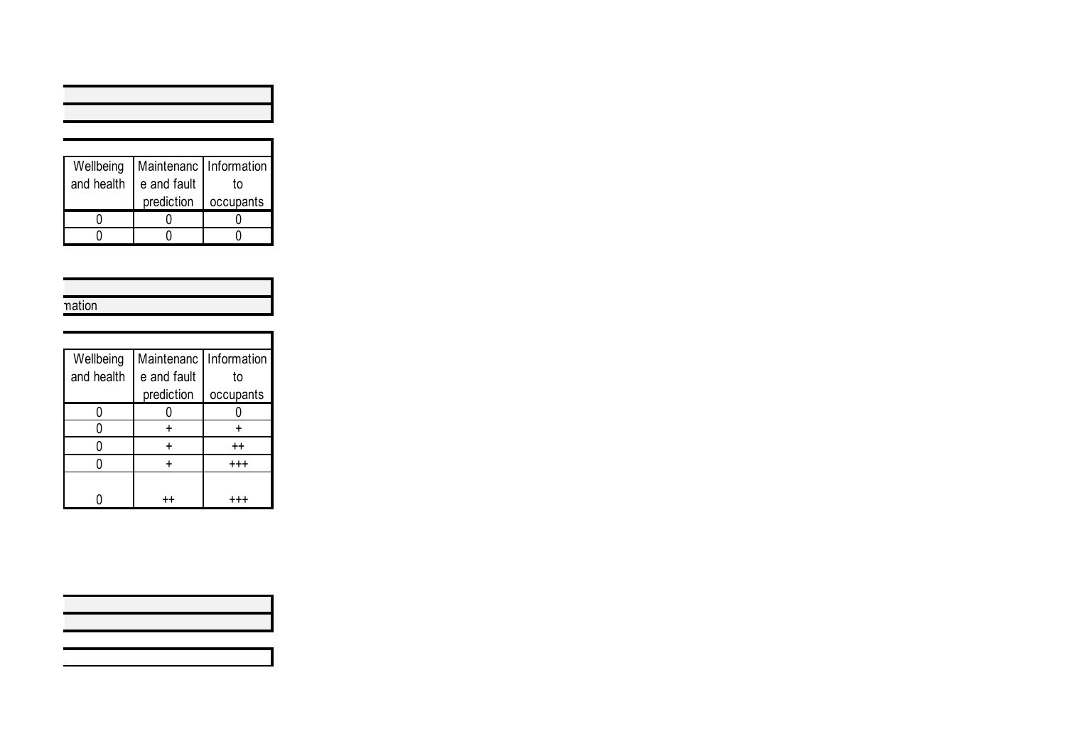| Wellbeing and health | Maintenance and fault prediction | Information to occupants |
|---|---|---|
| 0 | 0 | 0 |
| 0 | 0 | 0 |

mation

| Wellbeing and health | Maintenance and fault prediction | Information to occupants |
|---|---|---|
| 0 | 0 | 0 |
| 0 | + | + |
| 0 | + | ++ |
| 0 | + | +++ |
| 0 | ++ | +++ |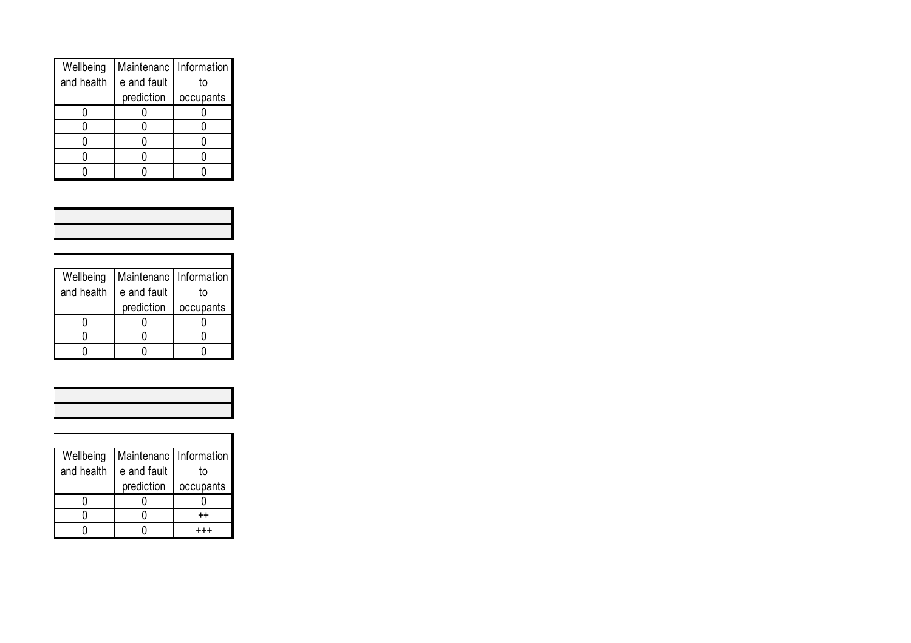| Wellbeing and health | Maintenance and fault prediction | Information to occupants |
| --- | --- | --- |
| 0 | 0 | 0 |
| 0 | 0 | 0 |
| 0 | 0 | 0 |
| 0 | 0 | 0 |
| 0 | 0 | 0 |

| Wellbeing and health | Maintenance and fault prediction | Information to occupants |
| --- | --- | --- |
| 0 | 0 | 0 |
| 0 | 0 | 0 |
| 0 | 0 | 0 |

| Wellbeing and health | Maintenance and fault prediction | Information to occupants |
| --- | --- | --- |
| 0 | 0 | 0 |
| 0 | 0 | ++ |
| 0 | 0 | +++ |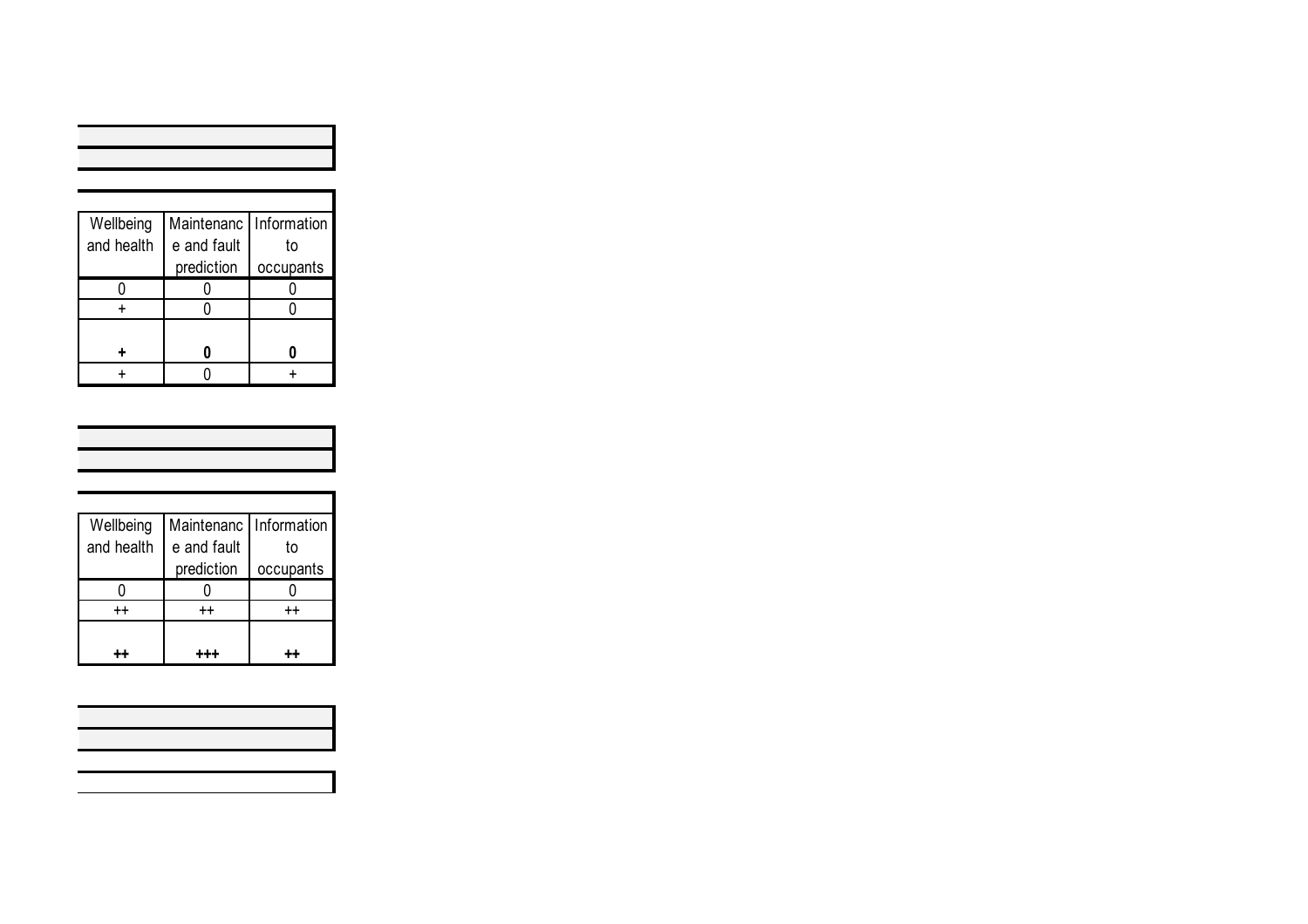| Wellbeing and health | Maintenance and fault prediction | Information to occupants |
|---|---|---|
| 0 | 0 | 0 |
| + | 0 | 0 |
| **+** | **0** | **0** |
| + | 0 | + |

| Wellbeing and health | Maintenance and fault prediction | Information to occupants |
|---|---|---|
| 0 | 0 | 0 |
| ++ | ++ | ++ |
| **++** | **+++** | **++** |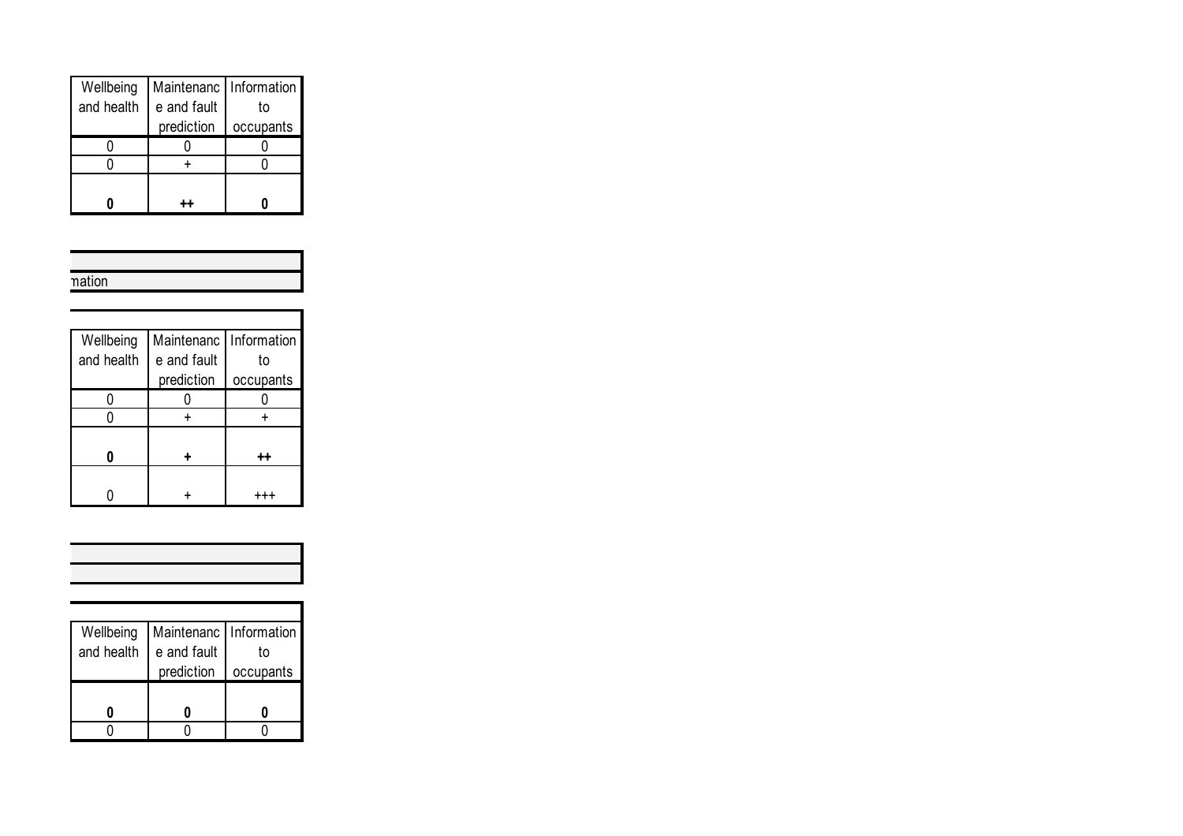| Wellbeing and health | Maintenance and fault prediction | Information to occupants |
| --- | --- | --- |
| 0 | 0 | 0 |
| 0 | + | 0 |
| **0** | **++** | **0** |

| |
| --- |
| mation |

| Wellbeing and health | Maintenance and fault prediction | Information to occupants |
| --- | --- | --- |
| 0 | 0 | 0 |
| 0 | + | + |
| **0** | **+** | **++** |
| 0 | + | +++ |

| Wellbeing and health | Maintenance and fault prediction | Information to occupants |
| --- | --- | --- |
| **0** | **0** | **0** |
| 0 | 0 | 0 |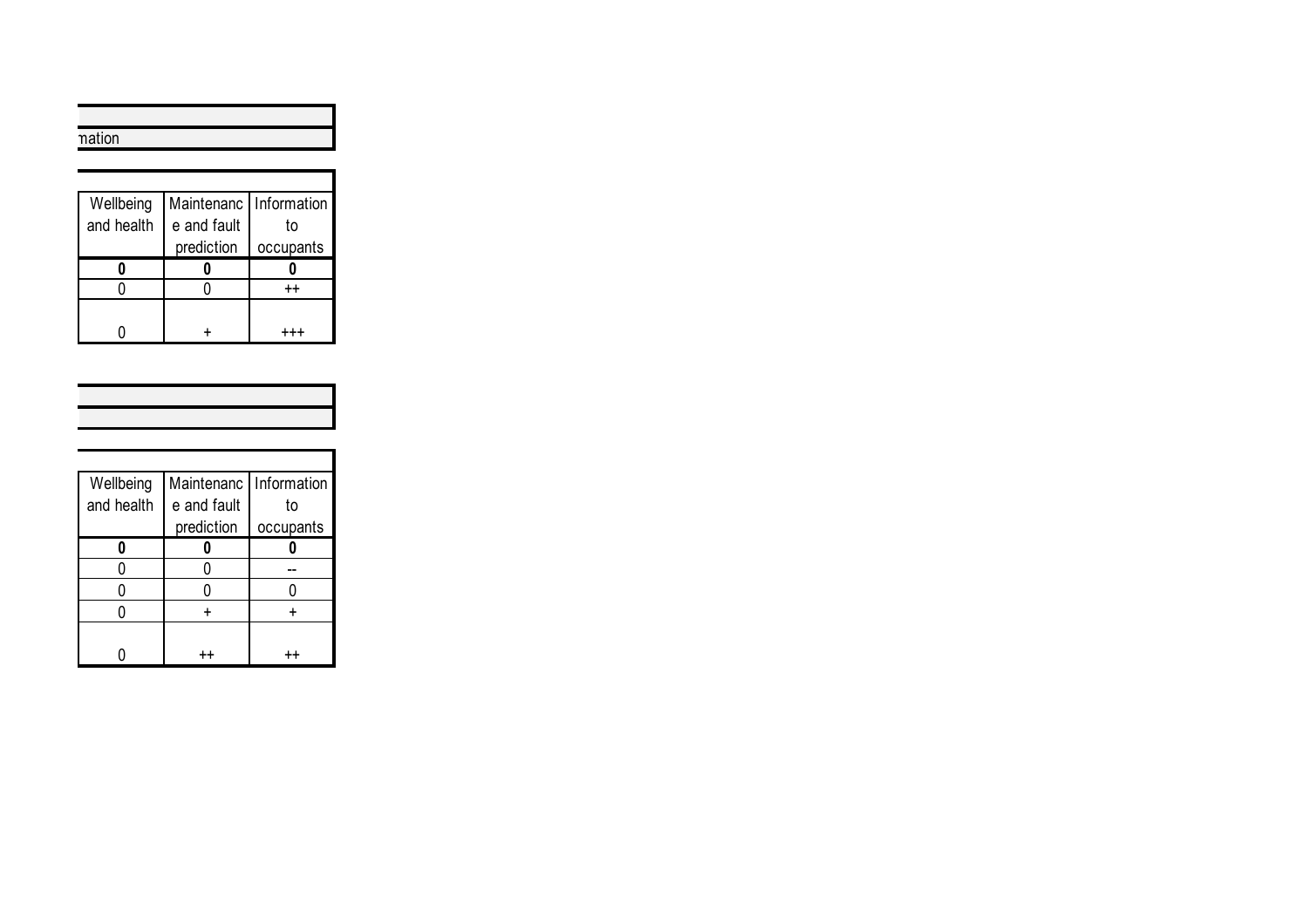nation

| Wellbeing and health | Maintenance and fault prediction | Information to occupants |
|---|---|---|
| **0** | **0** | **0** |
| 0 | 0 | ++ |
| 0 | + | +++ |

| Wellbeing and health | Maintenance and fault prediction | Information to occupants |
|---|---|---|
| **0** | **0** | **0** |
| 0 | 0 | -- |
| 0 | 0 | 0 |
| 0 | + | + |
| 0 | ++ | ++ |